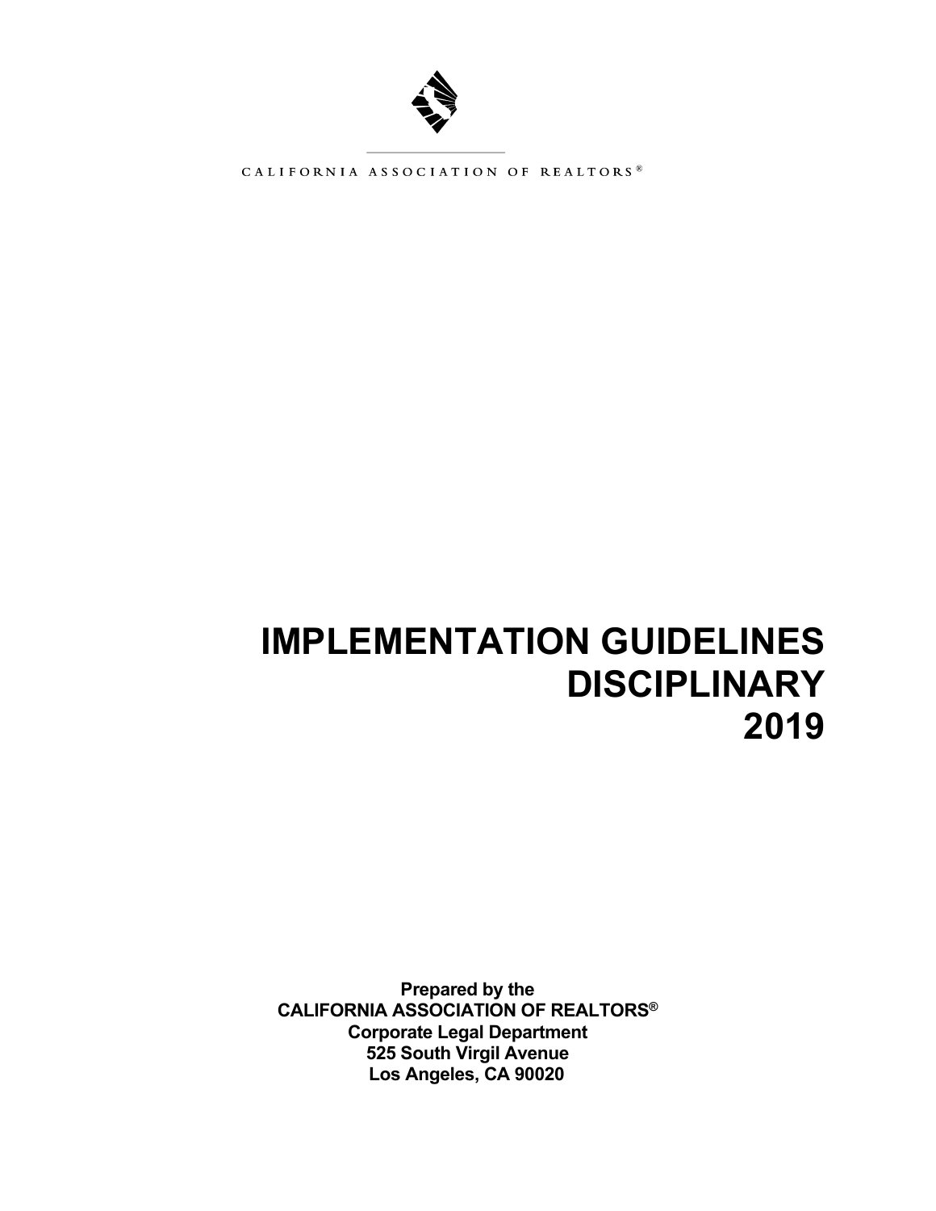CALIFORNIA ASSOCIATION OF REALTORS®

# IMPLEMENTATION GUIDELINES
# DISCIPLINARY
# 2019

**Prepared by the**
**CALIFORNIA ASSOCIATION OF REALTORS®**
**Corporate Legal Department**
**525 South Virgil Avenue**
**Los Angeles, CA 90020**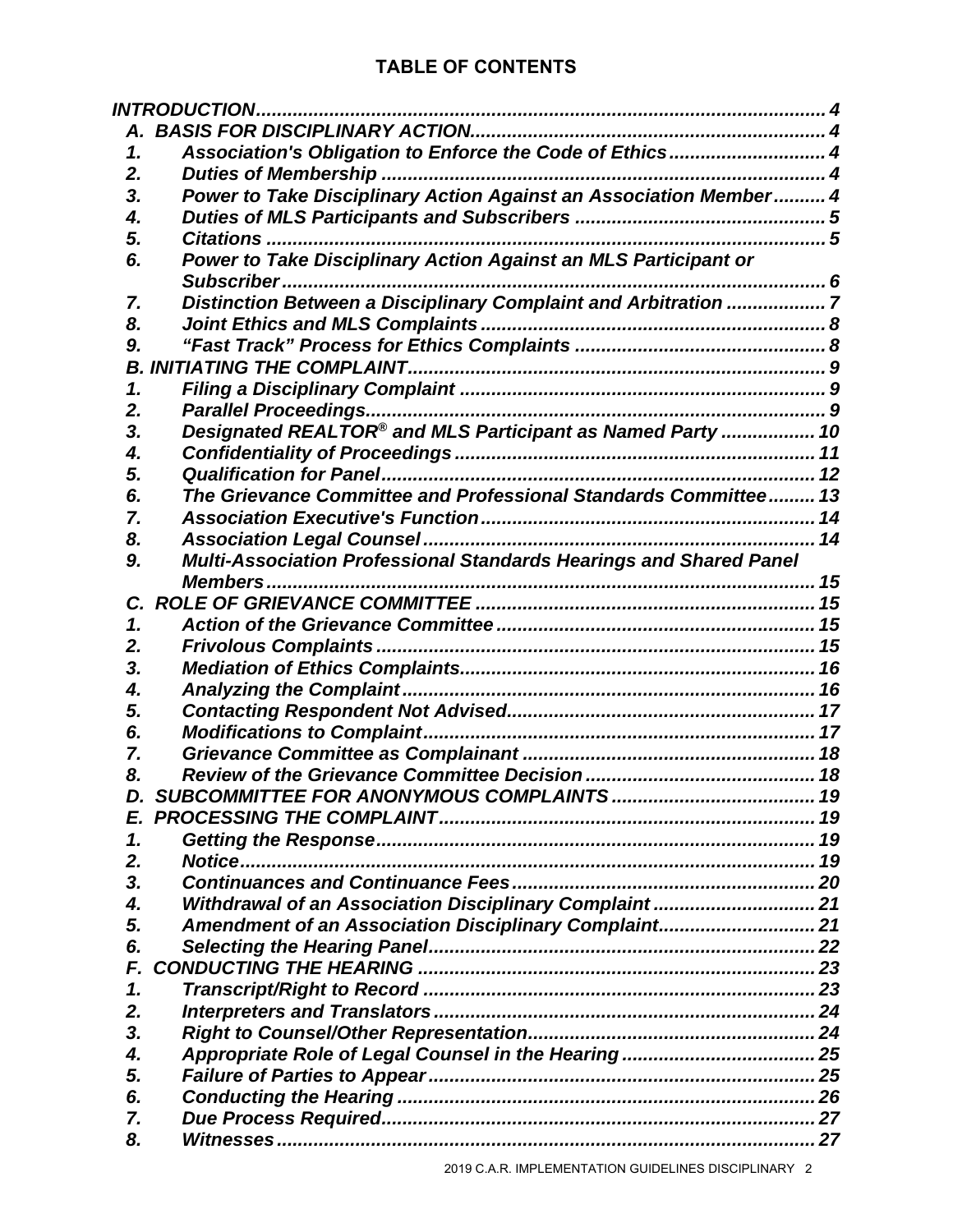## TABLE OF CONTENTS

*INTRODUCTION* ........................................................................................................ 4

*A. BASIS FOR DISCIPLINARY ACTION* ................................................................ 4

1. *Association's Obligation to Enforce the Code of Ethics* ........................... 4
2. *Duties of Membership* ................................................................................ 4
3. *Power to Take Disciplinary Action Against an Association Member* ......... 4
4. *Duties of MLS Participants and Subscribers* ............................................ 5
5. *Citations* ...................................................................................................... 5
6. *Power to Take Disciplinary Action Against an MLS Participant or Subscriber* ..................................................................................................... 6
7. *Distinction Between a Disciplinary Complaint and Arbitration* ................. 7
8. *Joint Ethics and MLS Complaints* ............................................................... 8
9. *"Fast Track" Process for Ethics Complaints* .............................................. 8

*B. INITIATING THE COMPLAINT* ............................................................................. 9

1. *Filing a Disciplinary Complaint* ................................................................... 9
2. *Parallel Proceedings* ................................................................................... 9
3. *Designated REALTOR® and MLS Participant as Named Party* ................ 10
4. *Confidentiality of Proceedings* ................................................................. 11
5. *Qualification for Panel* ............................................................................... 12
6. *The Grievance Committee and Professional Standards Committee* ........ 13
7. *Association Executive's Function* ............................................................. 14
8. *Association Legal Counsel* ........................................................................ 14
9. *Multi-Association Professional Standards Hearings and Shared Panel Members* .................................................................................................... 15

*C. ROLE OF GRIEVANCE COMMITTEE* ................................................................ 15

1. *Action of the Grievance Committee* .......................................................... 15
2. *Frivolous Complaints* ................................................................................. 15
3. *Mediation of Ethics Complaints* ................................................................. 16
4. *Analyzing the Complaint* ............................................................................ 16
5. *Contacting Respondent Not Advised* ......................................................... 17
6. *Modifications to Complaint* ........................................................................ 17
7. *Grievance Committee as Complainant* ...................................................... 18
8. *Review of the Grievance Committee Decision* .......................................... 18

*D. SUBCOMMITTEE FOR ANONYMOUS COMPLAINTS* ....................................... 19

*E. PROCESSING THE COMPLAINT* ...................................................................... 19

1. *Getting the Response* ................................................................................. 19
2. *Notice* .......................................................................................................... 19
3. *Continuances and Continuance Fees* ........................................................ 20
4. *Withdrawal of an Association Disciplinary Complaint* .............................. 21
5. *Amendment of an Association Disciplinary Complaint* ............................. 21
6. *Selecting the Hearing Panel* ....................................................................... 22

*F. CONDUCTING THE HEARING* .......................................................................... 23

1. *Transcript/Right to Record* ......................................................................... 23
2. *Interpreters and Translators* ...................................................................... 24
3. *Right to Counsel/Other Representation* ..................................................... 24
4. *Appropriate Role of Legal Counsel in the Hearing* .................................... 25
5. *Failure of Parties to Appear* ....................................................................... 25
6. *Conducting the Hearing* ............................................................................. 26
7. *Due Process Required* ................................................................................ 27
8. *Witnesses* .................................................................................................... 27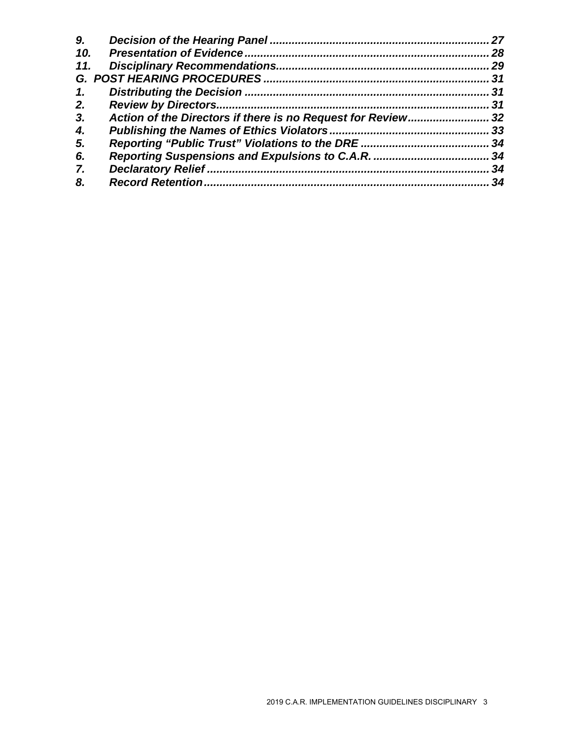*9. Decision of the Hearing Panel ..................................................................... 27*
*10. Presentation of Evidence ............................................................................ 28*
*11. Disciplinary Recommendations................................................................... 29*
*G. POST HEARING PROCEDURES ....................................................................... 31*
*1. Distributing the Decision ............................................................................ 31*
*2. Review by Directors..................................................................................... 31*
*3. Action of the Directors if there is no Request for Review......................... 32*
*4. Publishing the Names of Ethics Violators .................................................. 33*
*5. Reporting “Public Trust” Violations to the DRE ........................................ 34*
*6. Reporting Suspensions and Expulsions to C.A.R. ..................................... 34*
*7. Declaratory Relief ......................................................................................... 34*
*8. Record Retention .......................................................................................... 34*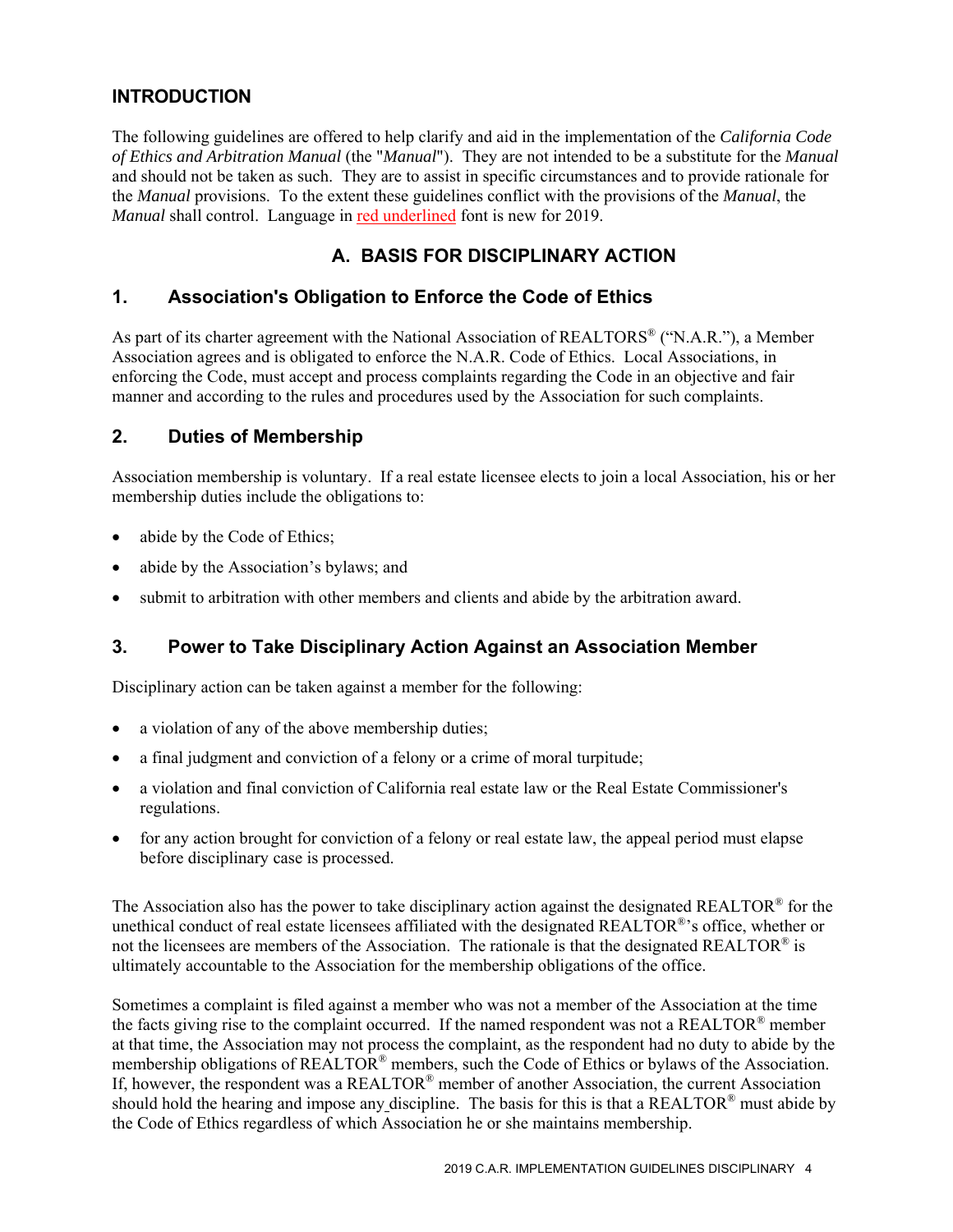## INTRODUCTION

The following guidelines are offered to help clarify and aid in the implementation of the *California Code of Ethics and Arbitration Manual* (the "*Manual*"). They are not intended to be a substitute for the *Manual* and should not be taken as such. They are to assist in specific circumstances and to provide rationale for the *Manual* provisions. To the extent these guidelines conflict with the provisions of the *Manual*, the *Manual* shall control. Language in red underlined font is new for 2019.

## A. BASIS FOR DISCIPLINARY ACTION

### 1. Association's Obligation to Enforce the Code of Ethics

As part of its charter agreement with the National Association of REALTORS® ("N.A.R."), a Member Association agrees and is obligated to enforce the N.A.R. Code of Ethics. Local Associations, in enforcing the Code, must accept and process complaints regarding the Code in an objective and fair manner and according to the rules and procedures used by the Association for such complaints.

### 2. Duties of Membership

Association membership is voluntary. If a real estate licensee elects to join a local Association, his or her membership duties include the obligations to:

- abide by the Code of Ethics;
- abide by the Association's bylaws; and
- submit to arbitration with other members and clients and abide by the arbitration award.

### 3. Power to Take Disciplinary Action Against an Association Member

Disciplinary action can be taken against a member for the following:

- a violation of any of the above membership duties;
- a final judgment and conviction of a felony or a crime of moral turpitude;
- a violation and final conviction of California real estate law or the Real Estate Commissioner's regulations.
- for any action brought for conviction of a felony or real estate law, the appeal period must elapse before disciplinary case is processed.

The Association also has the power to take disciplinary action against the designated REALTOR® for the unethical conduct of real estate licensees affiliated with the designated REALTOR®'s office, whether or not the licensees are members of the Association. The rationale is that the designated REALTOR® is ultimately accountable to the Association for the membership obligations of the office.

Sometimes a complaint is filed against a member who was not a member of the Association at the time the facts giving rise to the complaint occurred. If the named respondent was not a REALTOR® member at that time, the Association may not process the complaint, as the respondent had no duty to abide by the membership obligations of REALTOR® members, such the Code of Ethics or bylaws of the Association. If, however, the respondent was a REALTOR® member of another Association, the current Association should hold the hearing and impose any discipline. The basis for this is that a REALTOR® must abide by the Code of Ethics regardless of which Association he or she maintains membership.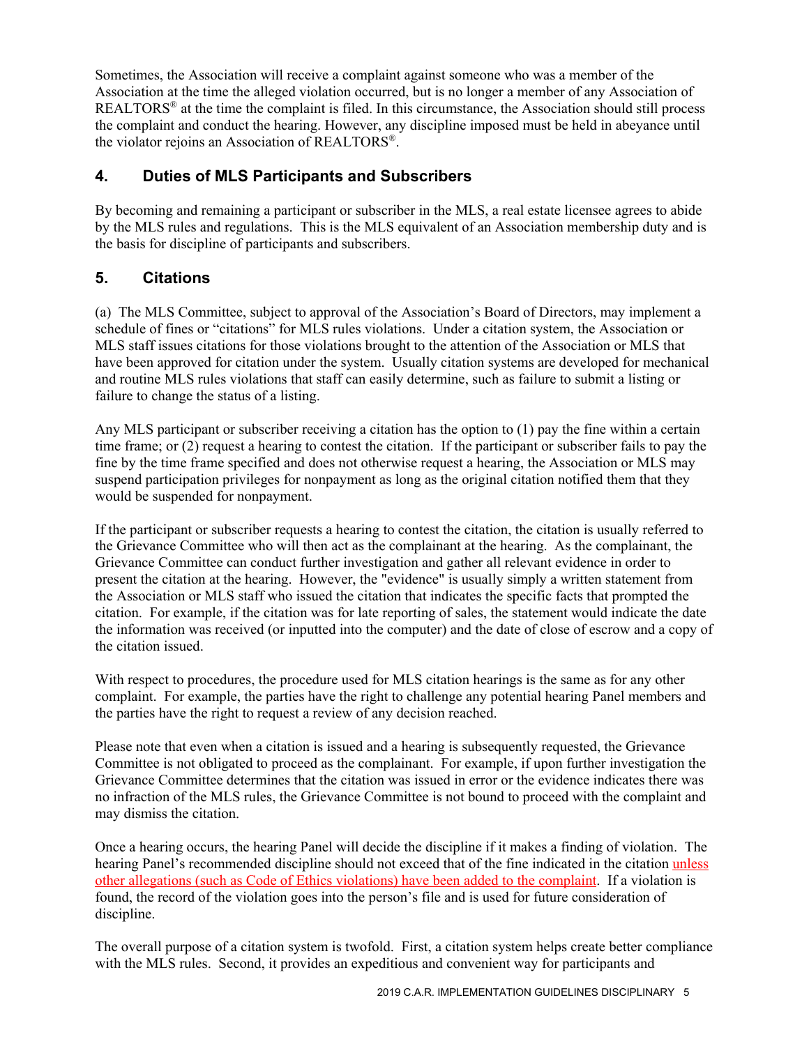Sometimes, the Association will receive a complaint against someone who was a member of the Association at the time the alleged violation occurred, but is no longer a member of any Association of REALTORS® at the time the complaint is filed. In this circumstance, the Association should still process the complaint and conduct the hearing. However, any discipline imposed must be held in abeyance until the violator rejoins an Association of REALTORS®.

## 4. Duties of MLS Participants and Subscribers

By becoming and remaining a participant or subscriber in the MLS, a real estate licensee agrees to abide by the MLS rules and regulations. This is the MLS equivalent of an Association membership duty and is the basis for discipline of participants and subscribers.

## 5. Citations

(a) The MLS Committee, subject to approval of the Association's Board of Directors, may implement a schedule of fines or "citations" for MLS rules violations. Under a citation system, the Association or MLS staff issues citations for those violations brought to the attention of the Association or MLS that have been approved for citation under the system. Usually citation systems are developed for mechanical and routine MLS rules violations that staff can easily determine, such as failure to submit a listing or failure to change the status of a listing.

Any MLS participant or subscriber receiving a citation has the option to (1) pay the fine within a certain time frame; or (2) request a hearing to contest the citation. If the participant or subscriber fails to pay the fine by the time frame specified and does not otherwise request a hearing, the Association or MLS may suspend participation privileges for nonpayment as long as the original citation notified them that they would be suspended for nonpayment.

If the participant or subscriber requests a hearing to contest the citation, the citation is usually referred to the Grievance Committee who will then act as the complainant at the hearing. As the complainant, the Grievance Committee can conduct further investigation and gather all relevant evidence in order to present the citation at the hearing. However, the "evidence" is usually simply a written statement from the Association or MLS staff who issued the citation that indicates the specific facts that prompted the citation. For example, if the citation was for late reporting of sales, the statement would indicate the date the information was received (or inputted into the computer) and the date of close of escrow and a copy of the citation issued.

With respect to procedures, the procedure used for MLS citation hearings is the same as for any other complaint. For example, the parties have the right to challenge any potential hearing Panel members and the parties have the right to request a review of any decision reached.

Please note that even when a citation is issued and a hearing is subsequently requested, the Grievance Committee is not obligated to proceed as the complainant. For example, if upon further investigation the Grievance Committee determines that the citation was issued in error or the evidence indicates there was no infraction of the MLS rules, the Grievance Committee is not bound to proceed with the complaint and may dismiss the citation.

Once a hearing occurs, the hearing Panel will decide the discipline if it makes a finding of violation. The hearing Panel's recommended discipline should not exceed that of the fine indicated in the citation unless other allegations (such as Code of Ethics violations) have been added to the complaint. If a violation is found, the record of the violation goes into the person's file and is used for future consideration of discipline.

The overall purpose of a citation system is twofold. First, a citation system helps create better compliance with the MLS rules. Second, it provides an expeditious and convenient way for participants and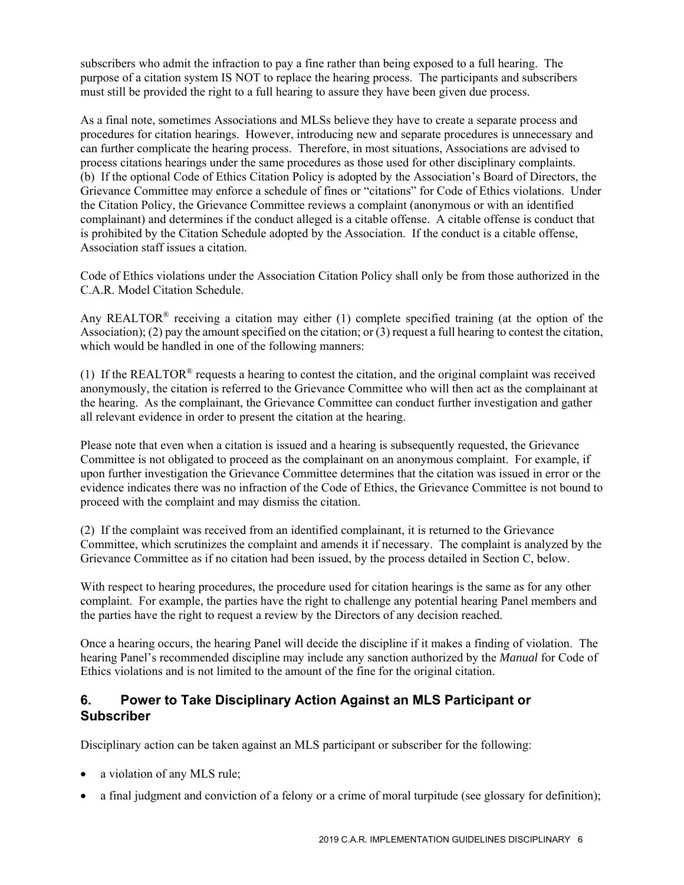subscribers who admit the infraction to pay a fine rather than being exposed to a full hearing. The purpose of a citation system IS NOT to replace the hearing process. The participants and subscribers must still be provided the right to a full hearing to assure they have been given due process.

As a final note, sometimes Associations and MLSs believe they have to create a separate process and procedures for citation hearings. However, introducing new and separate procedures is unnecessary and can further complicate the hearing process. Therefore, in most situations, Associations are advised to process citations hearings under the same procedures as those used for other disciplinary complaints.
(b) If the optional Code of Ethics Citation Policy is adopted by the Association's Board of Directors, the Grievance Committee may enforce a schedule of fines or "citations" for Code of Ethics violations. Under the Citation Policy, the Grievance Committee reviews a complaint (anonymous or with an identified complainant) and determines if the conduct alleged is a citable offense. A citable offense is conduct that is prohibited by the Citation Schedule adopted by the Association. If the conduct is a citable offense, Association staff issues a citation.

Code of Ethics violations under the Association Citation Policy shall only be from those authorized in the C.A.R. Model Citation Schedule.

Any REALTOR® receiving a citation may either (1) complete specified training (at the option of the Association); (2) pay the amount specified on the citation; or (3) request a full hearing to contest the citation, which would be handled in one of the following manners:

(1) If the REALTOR® requests a hearing to contest the citation, and the original complaint was received anonymously, the citation is referred to the Grievance Committee who will then act as the complainant at the hearing. As the complainant, the Grievance Committee can conduct further investigation and gather all relevant evidence in order to present the citation at the hearing.

Please note that even when a citation is issued and a hearing is subsequently requested, the Grievance Committee is not obligated to proceed as the complainant on an anonymous complaint. For example, if upon further investigation the Grievance Committee determines that the citation was issued in error or the evidence indicates there was no infraction of the Code of Ethics, the Grievance Committee is not bound to proceed with the complaint and may dismiss the citation.

(2) If the complaint was received from an identified complainant, it is returned to the Grievance Committee, which scrutinizes the complaint and amends it if necessary. The complaint is analyzed by the Grievance Committee as if no citation had been issued, by the process detailed in Section C, below.

With respect to hearing procedures, the procedure used for citation hearings is the same as for any other complaint. For example, the parties have the right to challenge any potential hearing Panel members and the parties have the right to request a review by the Directors of any decision reached.

Once a hearing occurs, the hearing Panel will decide the discipline if it makes a finding of violation. The hearing Panel's recommended discipline may include any sanction authorized by the *Manual* for Code of Ethics violations and is not limited to the amount of the fine for the original citation.

## 6. Power to Take Disciplinary Action Against an MLS Participant or Subscriber

Disciplinary action can be taken against an MLS participant or subscriber for the following:

- a violation of any MLS rule;
- a final judgment and conviction of a felony or a crime of moral turpitude (see glossary for definition);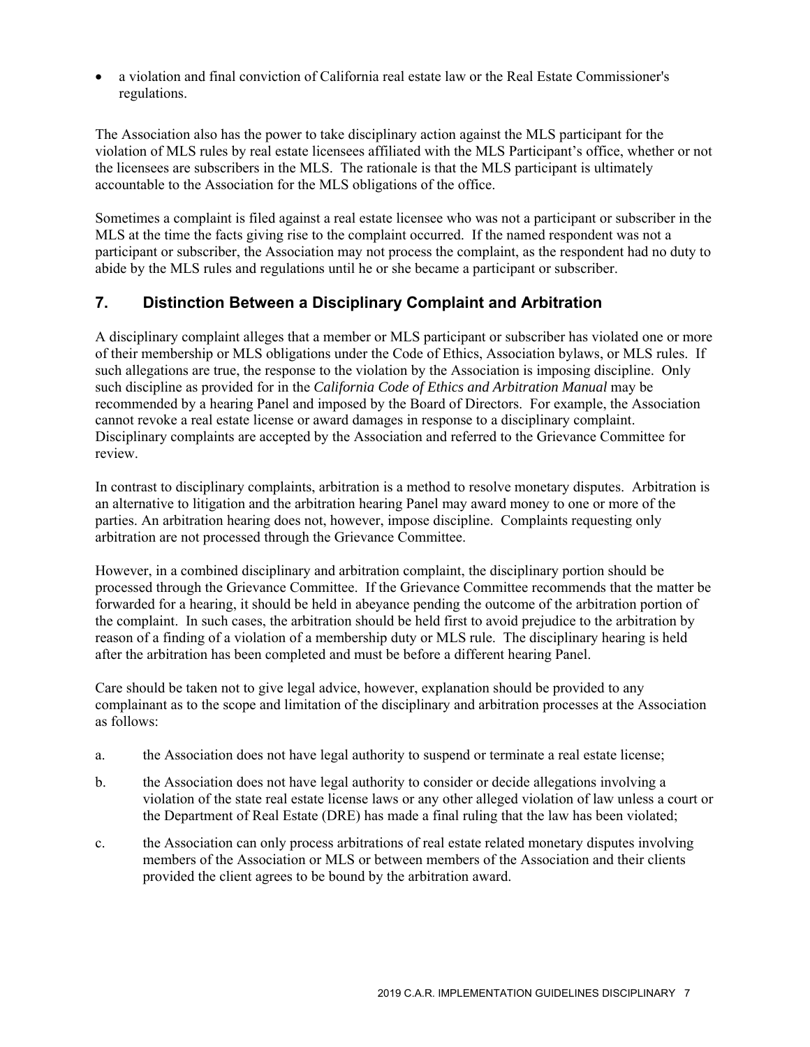- a violation and final conviction of California real estate law or the Real Estate Commissioner's regulations.

The Association also has the power to take disciplinary action against the MLS participant for the violation of MLS rules by real estate licensees affiliated with the MLS Participant's office, whether or not the licensees are subscribers in the MLS. The rationale is that the MLS participant is ultimately accountable to the Association for the MLS obligations of the office.

Sometimes a complaint is filed against a real estate licensee who was not a participant or subscriber in the MLS at the time the facts giving rise to the complaint occurred. If the named respondent was not a participant or subscriber, the Association may not process the complaint, as the respondent had no duty to abide by the MLS rules and regulations until he or she became a participant or subscriber.

## 7. Distinction Between a Disciplinary Complaint and Arbitration

A disciplinary complaint alleges that a member or MLS participant or subscriber has violated one or more of their membership or MLS obligations under the Code of Ethics, Association bylaws, or MLS rules. If such allegations are true, the response to the violation by the Association is imposing discipline. Only such discipline as provided for in the *California Code of Ethics and Arbitration Manual* may be recommended by a hearing Panel and imposed by the Board of Directors. For example, the Association cannot revoke a real estate license or award damages in response to a disciplinary complaint. Disciplinary complaints are accepted by the Association and referred to the Grievance Committee for review.

In contrast to disciplinary complaints, arbitration is a method to resolve monetary disputes. Arbitration is an alternative to litigation and the arbitration hearing Panel may award money to one or more of the parties. An arbitration hearing does not, however, impose discipline. Complaints requesting only arbitration are not processed through the Grievance Committee.

However, in a combined disciplinary and arbitration complaint, the disciplinary portion should be processed through the Grievance Committee. If the Grievance Committee recommends that the matter be forwarded for a hearing, it should be held in abeyance pending the outcome of the arbitration portion of the complaint. In such cases, the arbitration should be held first to avoid prejudice to the arbitration by reason of a finding of a violation of a membership duty or MLS rule. The disciplinary hearing is held after the arbitration has been completed and must be before a different hearing Panel.

Care should be taken not to give legal advice, however, explanation should be provided to any complainant as to the scope and limitation of the disciplinary and arbitration processes at the Association as follows:

a. the Association does not have legal authority to suspend or terminate a real estate license;

b. the Association does not have legal authority to consider or decide allegations involving a violation of the state real estate license laws or any other alleged violation of law unless a court or the Department of Real Estate (DRE) has made a final ruling that the law has been violated;

c. the Association can only process arbitrations of real estate related monetary disputes involving members of the Association or MLS or between members of the Association and their clients provided the client agrees to be bound by the arbitration award.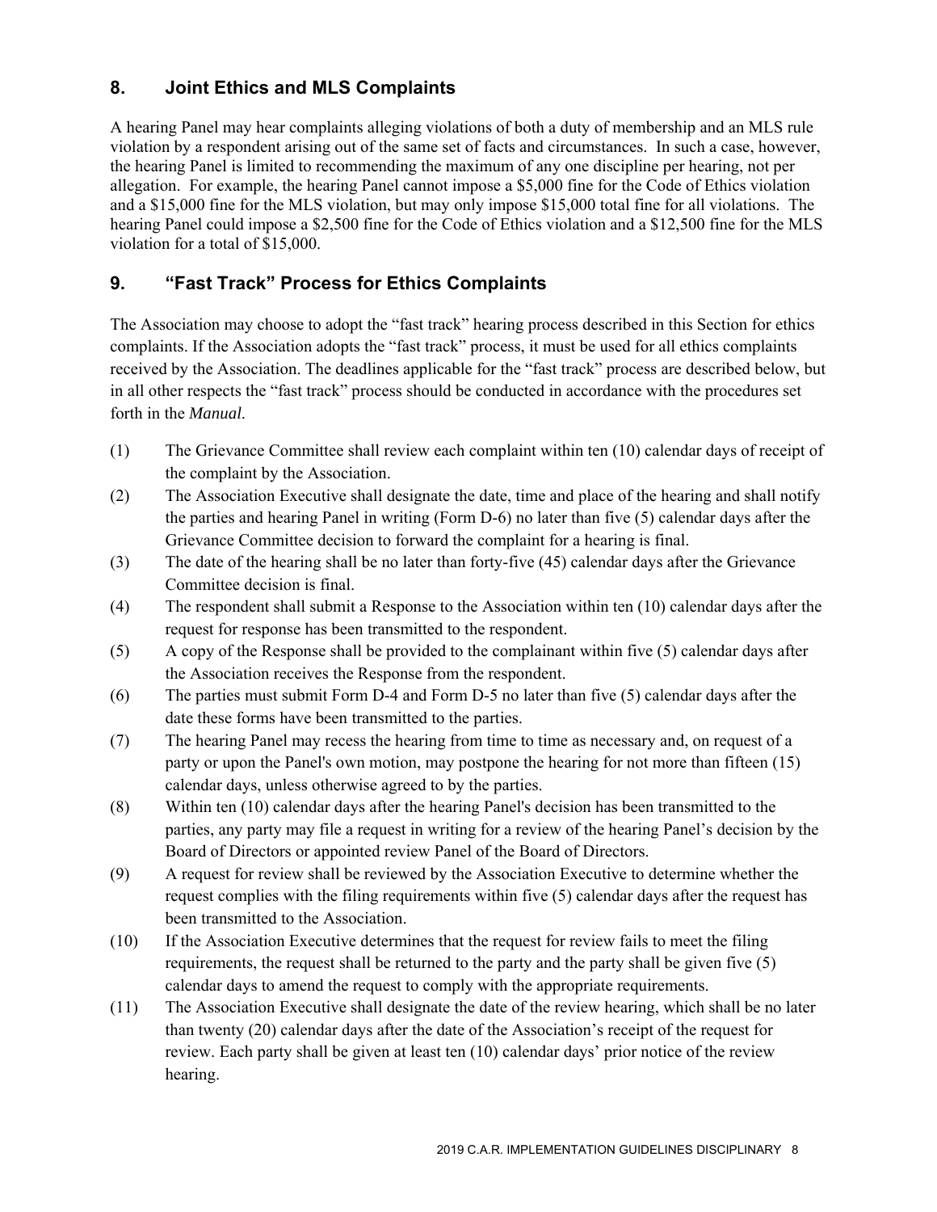## 8. Joint Ethics and MLS Complaints

A hearing Panel may hear complaints alleging violations of both a duty of membership and an MLS rule violation by a respondent arising out of the same set of facts and circumstances. In such a case, however, the hearing Panel is limited to recommending the maximum of any one discipline per hearing, not per allegation. For example, the hearing Panel cannot impose a $5,000 fine for the Code of Ethics violation and a $15,000 fine for the MLS violation, but may only impose $15,000 total fine for all violations. The hearing Panel could impose a $2,500 fine for the Code of Ethics violation and a $12,500 fine for the MLS violation for a total of $15,000.

## 9. "Fast Track" Process for Ethics Complaints

The Association may choose to adopt the "fast track" hearing process described in this Section for ethics complaints. If the Association adopts the "fast track" process, it must be used for all ethics complaints received by the Association. The deadlines applicable for the "fast track" process are described below, but in all other respects the "fast track" process should be conducted in accordance with the procedures set forth in the *Manual*.

(1) The Grievance Committee shall review each complaint within ten (10) calendar days of receipt of the complaint by the Association.

(2) The Association Executive shall designate the date, time and place of the hearing and shall notify the parties and hearing Panel in writing (Form D-6) no later than five (5) calendar days after the Grievance Committee decision to forward the complaint for a hearing is final.

(3) The date of the hearing shall be no later than forty-five (45) calendar days after the Grievance Committee decision is final.

(4) The respondent shall submit a Response to the Association within ten (10) calendar days after the request for response has been transmitted to the respondent.

(5) A copy of the Response shall be provided to the complainant within five (5) calendar days after the Association receives the Response from the respondent.

(6) The parties must submit Form D-4 and Form D-5 no later than five (5) calendar days after the date these forms have been transmitted to the parties.

(7) The hearing Panel may recess the hearing from time to time as necessary and, on request of a party or upon the Panel's own motion, may postpone the hearing for not more than fifteen (15) calendar days, unless otherwise agreed to by the parties.

(8) Within ten (10) calendar days after the hearing Panel's decision has been transmitted to the parties, any party may file a request in writing for a review of the hearing Panel's decision by the Board of Directors or appointed review Panel of the Board of Directors.

(9) A request for review shall be reviewed by the Association Executive to determine whether the request complies with the filing requirements within five (5) calendar days after the request has been transmitted to the Association.

(10) If the Association Executive determines that the request for review fails to meet the filing requirements, the request shall be returned to the party and the party shall be given five (5) calendar days to amend the request to comply with the appropriate requirements.

(11) The Association Executive shall designate the date of the review hearing, which shall be no later than twenty (20) calendar days after the date of the Association's receipt of the request for review. Each party shall be given at least ten (10) calendar days' prior notice of the review hearing.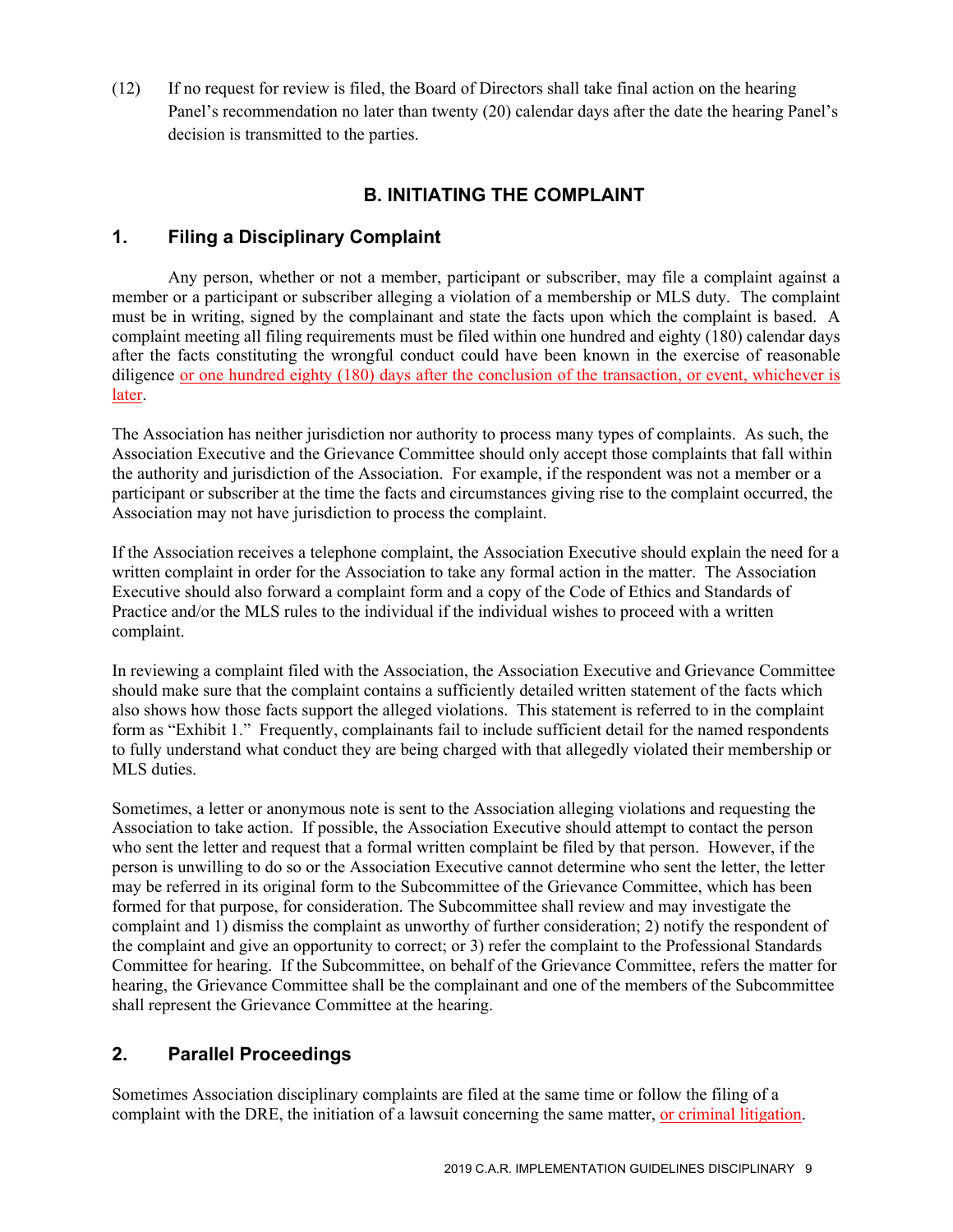(12) If no request for review is filed, the Board of Directors shall take final action on the hearing Panel's recommendation no later than twenty (20) calendar days after the date the hearing Panel's decision is transmitted to the parties.

## B. INITIATING THE COMPLAINT

### 1. Filing a Disciplinary Complaint

Any person, whether or not a member, participant or subscriber, may file a complaint against a member or a participant or subscriber alleging a violation of a membership or MLS duty. The complaint must be in writing, signed by the complainant and state the facts upon which the complaint is based. A complaint meeting all filing requirements must be filed within one hundred and eighty (180) calendar days after the facts constituting the wrongful conduct could have been known in the exercise of reasonable diligence or one hundred eighty (180) days after the conclusion of the transaction, or event, whichever is later.

The Association has neither jurisdiction nor authority to process many types of complaints. As such, the Association Executive and the Grievance Committee should only accept those complaints that fall within the authority and jurisdiction of the Association. For example, if the respondent was not a member or a participant or subscriber at the time the facts and circumstances giving rise to the complaint occurred, the Association may not have jurisdiction to process the complaint.

If the Association receives a telephone complaint, the Association Executive should explain the need for a written complaint in order for the Association to take any formal action in the matter. The Association Executive should also forward a complaint form and a copy of the Code of Ethics and Standards of Practice and/or the MLS rules to the individual if the individual wishes to proceed with a written complaint.

In reviewing a complaint filed with the Association, the Association Executive and Grievance Committee should make sure that the complaint contains a sufficiently detailed written statement of the facts which also shows how those facts support the alleged violations. This statement is referred to in the complaint form as "Exhibit 1." Frequently, complainants fail to include sufficient detail for the named respondents to fully understand what conduct they are being charged with that allegedly violated their membership or MLS duties.

Sometimes, a letter or anonymous note is sent to the Association alleging violations and requesting the Association to take action. If possible, the Association Executive should attempt to contact the person who sent the letter and request that a formal written complaint be filed by that person. However, if the person is unwilling to do so or the Association Executive cannot determine who sent the letter, the letter may be referred in its original form to the Subcommittee of the Grievance Committee, which has been formed for that purpose, for consideration. The Subcommittee shall review and may investigate the complaint and 1) dismiss the complaint as unworthy of further consideration; 2) notify the respondent of the complaint and give an opportunity to correct; or 3) refer the complaint to the Professional Standards Committee for hearing. If the Subcommittee, on behalf of the Grievance Committee, refers the matter for hearing, the Grievance Committee shall be the complainant and one of the members of the Subcommittee shall represent the Grievance Committee at the hearing.

### 2. Parallel Proceedings

Sometimes Association disciplinary complaints are filed at the same time or follow the filing of a complaint with the DRE, the initiation of a lawsuit concerning the same matter, or criminal litigation.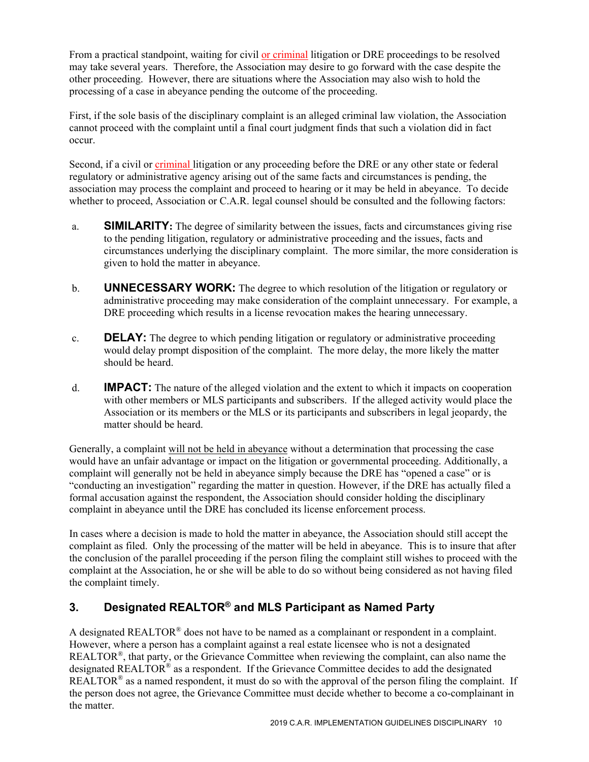From a practical standpoint, waiting for civil or criminal litigation or DRE proceedings to be resolved may take several years. Therefore, the Association may desire to go forward with the case despite the other proceeding. However, there are situations where the Association may also wish to hold the processing of a case in abeyance pending the outcome of the proceeding.

First, if the sole basis of the disciplinary complaint is an alleged criminal law violation, the Association cannot proceed with the complaint until a final court judgment finds that such a violation did in fact occur.

Second, if a civil or criminal litigation or any proceeding before the DRE or any other state or federal regulatory or administrative agency arising out of the same facts and circumstances is pending, the association may process the complaint and proceed to hearing or it may be held in abeyance. To decide whether to proceed, Association or C.A.R. legal counsel should be consulted and the following factors:

a. **SIMILARITY:** The degree of similarity between the issues, facts and circumstances giving rise to the pending litigation, regulatory or administrative proceeding and the issues, facts and circumstances underlying the disciplinary complaint. The more similar, the more consideration is given to hold the matter in abeyance.

b. **UNNECESSARY WORK:** The degree to which resolution of the litigation or regulatory or administrative proceeding may make consideration of the complaint unnecessary. For example, a DRE proceeding which results in a license revocation makes the hearing unnecessary.

c. **DELAY:** The degree to which pending litigation or regulatory or administrative proceeding would delay prompt disposition of the complaint. The more delay, the more likely the matter should be heard.

d. **IMPACT:** The nature of the alleged violation and the extent to which it impacts on cooperation with other members or MLS participants and subscribers. If the alleged activity would place the Association or its members or the MLS or its participants and subscribers in legal jeopardy, the matter should be heard.

Generally, a complaint will not be held in abeyance without a determination that processing the case would have an unfair advantage or impact on the litigation or governmental proceeding. Additionally, a complaint will generally not be held in abeyance simply because the DRE has "opened a case" or is "conducting an investigation" regarding the matter in question. However, if the DRE has actually filed a formal accusation against the respondent, the Association should consider holding the disciplinary complaint in abeyance until the DRE has concluded its license enforcement process.

In cases where a decision is made to hold the matter in abeyance, the Association should still accept the complaint as filed. Only the processing of the matter will be held in abeyance. This is to insure that after the conclusion of the parallel proceeding if the person filing the complaint still wishes to proceed with the complaint at the Association, he or she will be able to do so without being considered as not having filed the complaint timely.

## 3. Designated REALTOR® and MLS Participant as Named Party

A designated REALTOR® does not have to be named as a complainant or respondent in a complaint. However, where a person has a complaint against a real estate licensee who is not a designated REALTOR®, that party, or the Grievance Committee when reviewing the complaint, can also name the designated REALTOR® as a respondent. If the Grievance Committee decides to add the designated REALTOR® as a named respondent, it must do so with the approval of the person filing the complaint. If the person does not agree, the Grievance Committee must decide whether to become a co-complainant in the matter.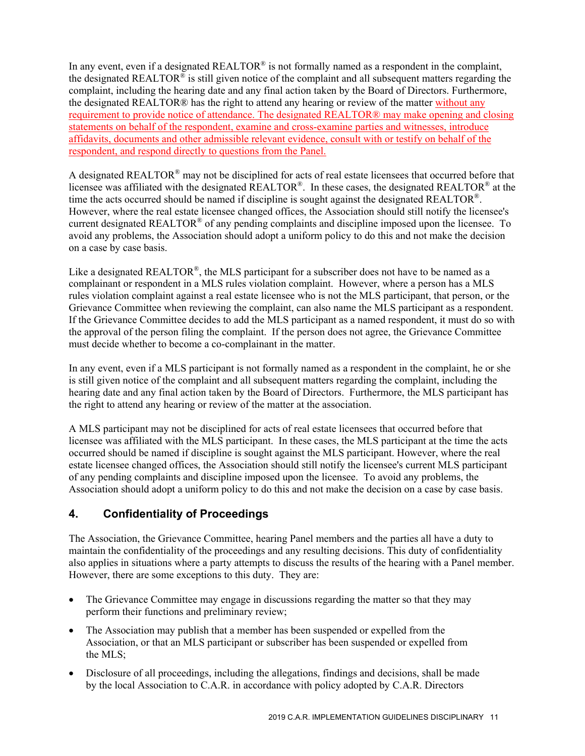In any event, even if a designated REALTOR® is not formally named as a respondent in the complaint, the designated REALTOR® is still given notice of the complaint and all subsequent matters regarding the complaint, including the hearing date and any final action taken by the Board of Directors. Furthermore, the designated REALTOR® has the right to attend any hearing or review of the matter without any requirement to provide notice of attendance. The designated REALTOR® may make opening and closing statements on behalf of the respondent, examine and cross-examine parties and witnesses, introduce affidavits, documents and other admissible relevant evidence, consult with or testify on behalf of the respondent, and respond directly to questions from the Panel.

A designated REALTOR® may not be disciplined for acts of real estate licensees that occurred before that licensee was affiliated with the designated REALTOR®. In these cases, the designated REALTOR® at the time the acts occurred should be named if discipline is sought against the designated REALTOR®. However, where the real estate licensee changed offices, the Association should still notify the licensee's current designated REALTOR® of any pending complaints and discipline imposed upon the licensee. To avoid any problems, the Association should adopt a uniform policy to do this and not make the decision on a case by case basis.

Like a designated REALTOR®, the MLS participant for a subscriber does not have to be named as a complainant or respondent in a MLS rules violation complaint. However, where a person has a MLS rules violation complaint against a real estate licensee who is not the MLS participant, that person, or the Grievance Committee when reviewing the complaint, can also name the MLS participant as a respondent. If the Grievance Committee decides to add the MLS participant as a named respondent, it must do so with the approval of the person filing the complaint. If the person does not agree, the Grievance Committee must decide whether to become a co-complainant in the matter.

In any event, even if a MLS participant is not formally named as a respondent in the complaint, he or she is still given notice of the complaint and all subsequent matters regarding the complaint, including the hearing date and any final action taken by the Board of Directors. Furthermore, the MLS participant has the right to attend any hearing or review of the matter at the association.

A MLS participant may not be disciplined for acts of real estate licensees that occurred before that licensee was affiliated with the MLS participant. In these cases, the MLS participant at the time the acts occurred should be named if discipline is sought against the MLS participant. However, where the real estate licensee changed offices, the Association should still notify the licensee's current MLS participant of any pending complaints and discipline imposed upon the licensee. To avoid any problems, the Association should adopt a uniform policy to do this and not make the decision on a case by case basis.

## 4. Confidentiality of Proceedings

The Association, the Grievance Committee, hearing Panel members and the parties all have a duty to maintain the confidentiality of the proceedings and any resulting decisions. This duty of confidentiality also applies in situations where a party attempts to discuss the results of the hearing with a Panel member. However, there are some exceptions to this duty. They are:

- The Grievance Committee may engage in discussions regarding the matter so that they may perform their functions and preliminary review;
- The Association may publish that a member has been suspended or expelled from the Association, or that an MLS participant or subscriber has been suspended or expelled from the MLS;
- Disclosure of all proceedings, including the allegations, findings and decisions, shall be made by the local Association to C.A.R. in accordance with policy adopted by C.A.R. Directors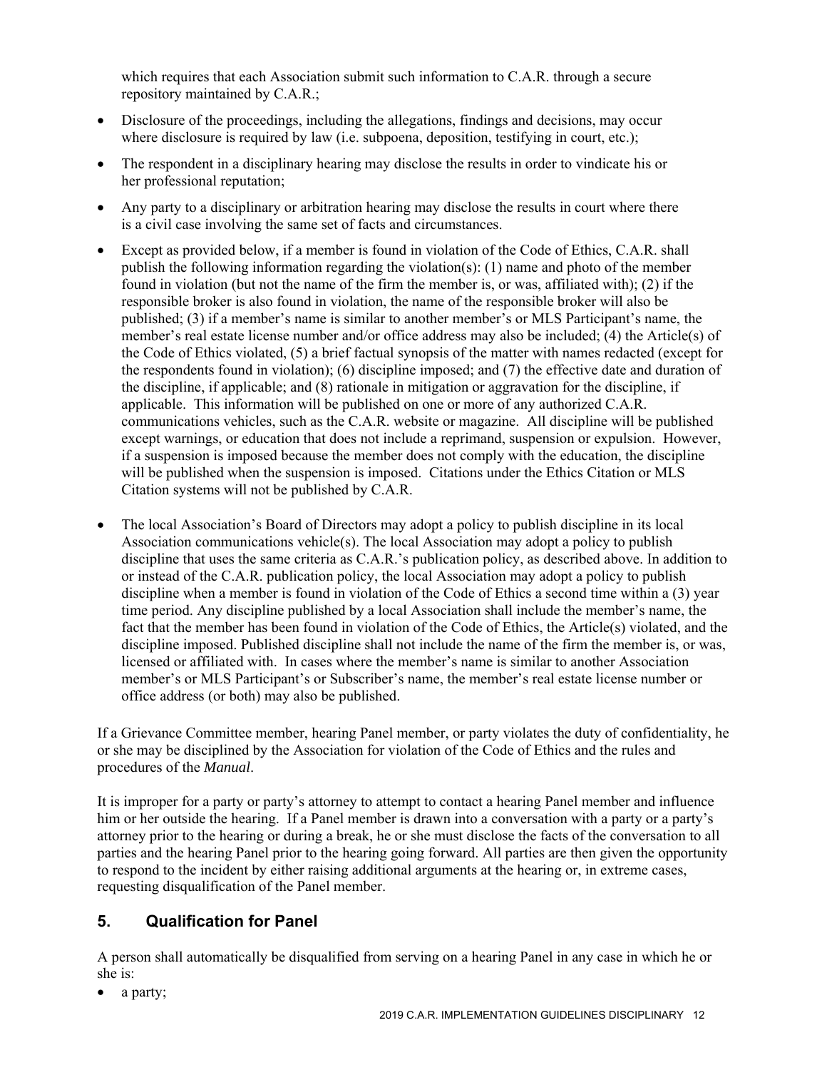which requires that each Association submit such information to C.A.R. through a secure repository maintained by C.A.R.;

- Disclosure of the proceedings, including the allegations, findings and decisions, may occur where disclosure is required by law (i.e. subpoena, deposition, testifying in court, etc.);
- The respondent in a disciplinary hearing may disclose the results in order to vindicate his or her professional reputation;
- Any party to a disciplinary or arbitration hearing may disclose the results in court where there is a civil case involving the same set of facts and circumstances.
- Except as provided below, if a member is found in violation of the Code of Ethics, C.A.R. shall publish the following information regarding the violation(s): (1) name and photo of the member found in violation (but not the name of the firm the member is, or was, affiliated with); (2) if the responsible broker is also found in violation, the name of the responsible broker will also be published; (3) if a member's name is similar to another member's or MLS Participant's name, the member's real estate license number and/or office address may also be included; (4) the Article(s) of the Code of Ethics violated, (5) a brief factual synopsis of the matter with names redacted (except for the respondents found in violation); (6) discipline imposed; and (7) the effective date and duration of the discipline, if applicable; and (8) rationale in mitigation or aggravation for the discipline, if applicable. This information will be published on one or more of any authorized C.A.R. communications vehicles, such as the C.A.R. website or magazine. All discipline will be published except warnings, or education that does not include a reprimand, suspension or expulsion. However, if a suspension is imposed because the member does not comply with the education, the discipline will be published when the suspension is imposed. Citations under the Ethics Citation or MLS Citation systems will not be published by C.A.R.
- The local Association's Board of Directors may adopt a policy to publish discipline in its local Association communications vehicle(s). The local Association may adopt a policy to publish discipline that uses the same criteria as C.A.R.'s publication policy, as described above. In addition to or instead of the C.A.R. publication policy, the local Association may adopt a policy to publish discipline when a member is found in violation of the Code of Ethics a second time within a (3) year time period. Any discipline published by a local Association shall include the member's name, the fact that the member has been found in violation of the Code of Ethics, the Article(s) violated, and the discipline imposed. Published discipline shall not include the name of the firm the member is, or was, licensed or affiliated with. In cases where the member's name is similar to another Association member's or MLS Participant's or Subscriber's name, the member's real estate license number or office address (or both) may also be published.

If a Grievance Committee member, hearing Panel member, or party violates the duty of confidentiality, he or she may be disciplined by the Association for violation of the Code of Ethics and the rules and procedures of the *Manual*.

It is improper for a party or party's attorney to attempt to contact a hearing Panel member and influence him or her outside the hearing. If a Panel member is drawn into a conversation with a party or a party's attorney prior to the hearing or during a break, he or she must disclose the facts of the conversation to all parties and the hearing Panel prior to the hearing going forward. All parties are then given the opportunity to respond to the incident by either raising additional arguments at the hearing or, in extreme cases, requesting disqualification of the Panel member.

## 5. Qualification for Panel

A person shall automatically be disqualified from serving on a hearing Panel in any case in which he or she is:

- a party;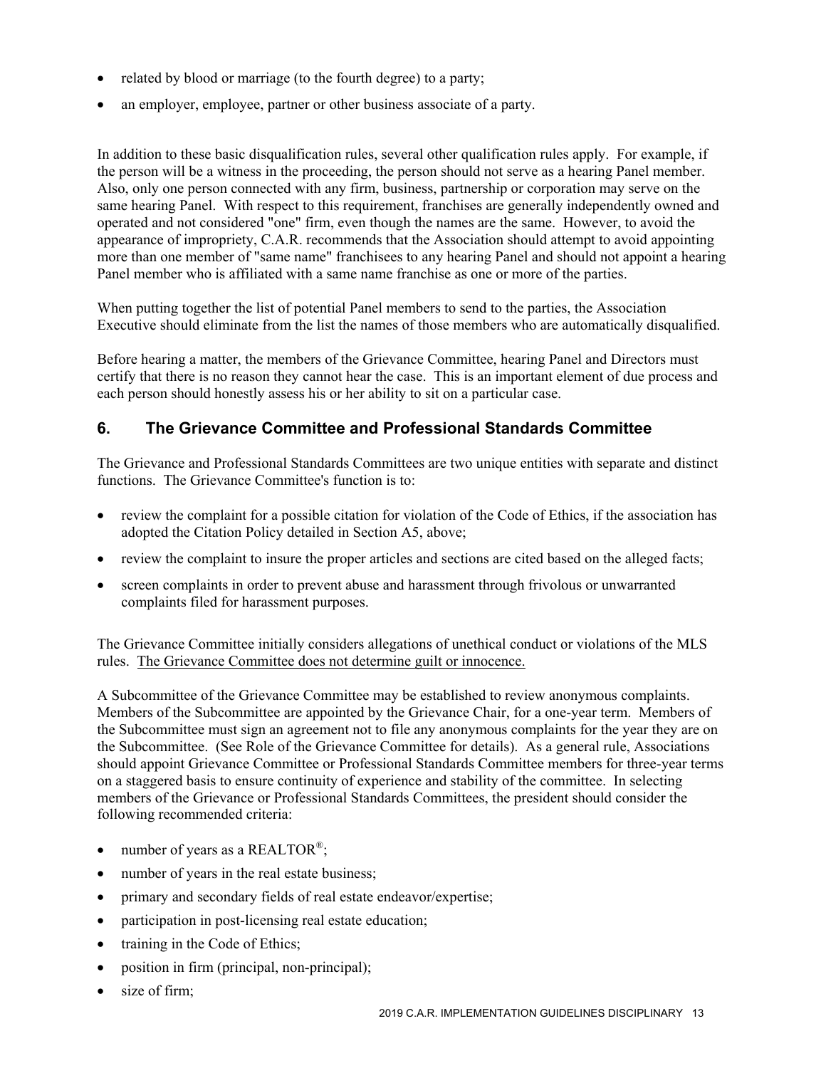- related by blood or marriage (to the fourth degree) to a party;
- an employer, employee, partner or other business associate of a party.

In addition to these basic disqualification rules, several other qualification rules apply. For example, if the person will be a witness in the proceeding, the person should not serve as a hearing Panel member. Also, only one person connected with any firm, business, partnership or corporation may serve on the same hearing Panel. With respect to this requirement, franchises are generally independently owned and operated and not considered "one" firm, even though the names are the same. However, to avoid the appearance of impropriety, C.A.R. recommends that the Association should attempt to avoid appointing more than one member of "same name" franchisees to any hearing Panel and should not appoint a hearing Panel member who is affiliated with a same name franchise as one or more of the parties.

When putting together the list of potential Panel members to send to the parties, the Association Executive should eliminate from the list the names of those members who are automatically disqualified.

Before hearing a matter, the members of the Grievance Committee, hearing Panel and Directors must certify that there is no reason they cannot hear the case. This is an important element of due process and each person should honestly assess his or her ability to sit on a particular case.

## 6. The Grievance Committee and Professional Standards Committee

The Grievance and Professional Standards Committees are two unique entities with separate and distinct functions. The Grievance Committee's function is to:

- review the complaint for a possible citation for violation of the Code of Ethics, if the association has adopted the Citation Policy detailed in Section A5, above;
- review the complaint to insure the proper articles and sections are cited based on the alleged facts;
- screen complaints in order to prevent abuse and harassment through frivolous or unwarranted complaints filed for harassment purposes.

The Grievance Committee initially considers allegations of unethical conduct or violations of the MLS rules. <u>The Grievance Committee does not determine guilt or innocence.</u>

A Subcommittee of the Grievance Committee may be established to review anonymous complaints. Members of the Subcommittee are appointed by the Grievance Chair, for a one-year term. Members of the Subcommittee must sign an agreement not to file any anonymous complaints for the year they are on the Subcommittee. (See Role of the Grievance Committee for details). As a general rule, Associations should appoint Grievance Committee or Professional Standards Committee members for three-year terms on a staggered basis to ensure continuity of experience and stability of the committee. In selecting members of the Grievance or Professional Standards Committees, the president should consider the following recommended criteria:

- number of years as a REALTOR®;
- number of years in the real estate business;
- primary and secondary fields of real estate endeavor/expertise;
- participation in post-licensing real estate education;
- training in the Code of Ethics;
- position in firm (principal, non-principal);
- size of firm;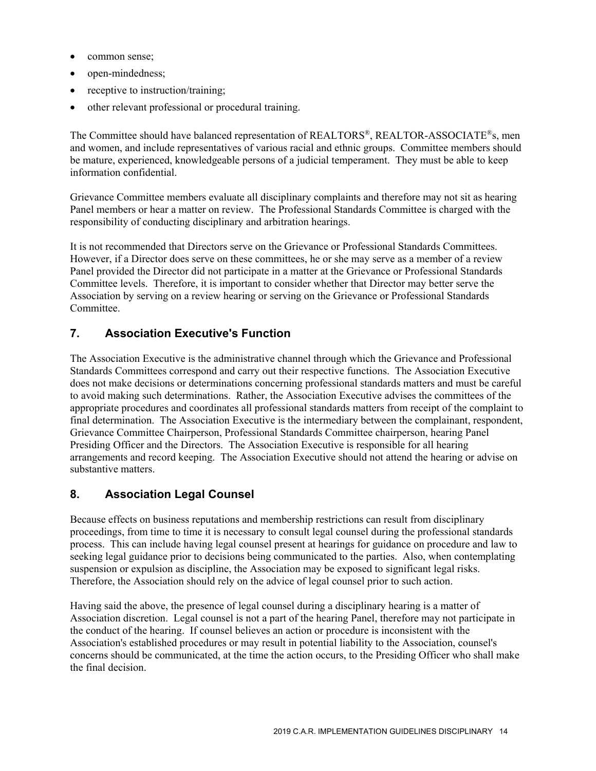- common sense;
- open-mindedness;
- receptive to instruction/training;
- other relevant professional or procedural training.

The Committee should have balanced representation of REALTORS®, REALTOR-ASSOCIATE®s, men and women, and include representatives of various racial and ethnic groups. Committee members should be mature, experienced, knowledgeable persons of a judicial temperament. They must be able to keep information confidential.

Grievance Committee members evaluate all disciplinary complaints and therefore may not sit as hearing Panel members or hear a matter on review. The Professional Standards Committee is charged with the responsibility of conducting disciplinary and arbitration hearings.

It is not recommended that Directors serve on the Grievance or Professional Standards Committees. However, if a Director does serve on these committees, he or she may serve as a member of a review Panel provided the Director did not participate in a matter at the Grievance or Professional Standards Committee levels. Therefore, it is important to consider whether that Director may better serve the Association by serving on a review hearing or serving on the Grievance or Professional Standards Committee.

## 7. Association Executive's Function

The Association Executive is the administrative channel through which the Grievance and Professional Standards Committees correspond and carry out their respective functions. The Association Executive does not make decisions or determinations concerning professional standards matters and must be careful to avoid making such determinations. Rather, the Association Executive advises the committees of the appropriate procedures and coordinates all professional standards matters from receipt of the complaint to final determination. The Association Executive is the intermediary between the complainant, respondent, Grievance Committee Chairperson, Professional Standards Committee chairperson, hearing Panel Presiding Officer and the Directors. The Association Executive is responsible for all hearing arrangements and record keeping. The Association Executive should not attend the hearing or advise on substantive matters.

## 8. Association Legal Counsel

Because effects on business reputations and membership restrictions can result from disciplinary proceedings, from time to time it is necessary to consult legal counsel during the professional standards process. This can include having legal counsel present at hearings for guidance on procedure and law to seeking legal guidance prior to decisions being communicated to the parties. Also, when contemplating suspension or expulsion as discipline, the Association may be exposed to significant legal risks. Therefore, the Association should rely on the advice of legal counsel prior to such action.

Having said the above, the presence of legal counsel during a disciplinary hearing is a matter of Association discretion. Legal counsel is not a part of the hearing Panel, therefore may not participate in the conduct of the hearing. If counsel believes an action or procedure is inconsistent with the Association's established procedures or may result in potential liability to the Association, counsel's concerns should be communicated, at the time the action occurs, to the Presiding Officer who shall make the final decision.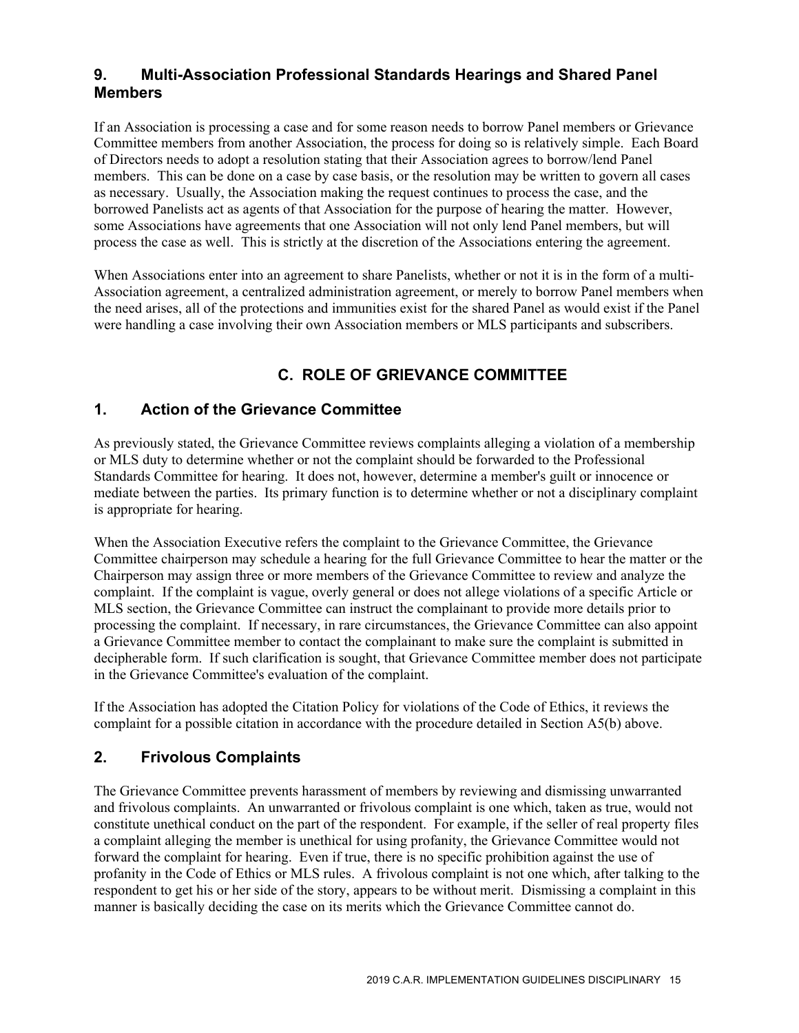### 9. Multi-Association Professional Standards Hearings and Shared Panel Members

If an Association is processing a case and for some reason needs to borrow Panel members or Grievance Committee members from another Association, the process for doing so is relatively simple. Each Board of Directors needs to adopt a resolution stating that their Association agrees to borrow/lend Panel members. This can be done on a case by case basis, or the resolution may be written to govern all cases as necessary. Usually, the Association making the request continues to process the case, and the borrowed Panelists act as agents of that Association for the purpose of hearing the matter. However, some Associations have agreements that one Association will not only lend Panel members, but will process the case as well. This is strictly at the discretion of the Associations entering the agreement.

When Associations enter into an agreement to share Panelists, whether or not it is in the form of a multi-Association agreement, a centralized administration agreement, or merely to borrow Panel members when the need arises, all of the protections and immunities exist for the shared Panel as would exist if the Panel were handling a case involving their own Association members or MLS participants and subscribers.

## C. ROLE OF GRIEVANCE COMMITTEE

### 1. Action of the Grievance Committee

As previously stated, the Grievance Committee reviews complaints alleging a violation of a membership or MLS duty to determine whether or not the complaint should be forwarded to the Professional Standards Committee for hearing. It does not, however, determine a member's guilt or innocence or mediate between the parties. Its primary function is to determine whether or not a disciplinary complaint is appropriate for hearing.

When the Association Executive refers the complaint to the Grievance Committee, the Grievance Committee chairperson may schedule a hearing for the full Grievance Committee to hear the matter or the Chairperson may assign three or more members of the Grievance Committee to review and analyze the complaint. If the complaint is vague, overly general or does not allege violations of a specific Article or MLS section, the Grievance Committee can instruct the complainant to provide more details prior to processing the complaint. If necessary, in rare circumstances, the Grievance Committee can also appoint a Grievance Committee member to contact the complainant to make sure the complaint is submitted in decipherable form. If such clarification is sought, that Grievance Committee member does not participate in the Grievance Committee's evaluation of the complaint.

If the Association has adopted the Citation Policy for violations of the Code of Ethics, it reviews the complaint for a possible citation in accordance with the procedure detailed in Section A5(b) above.

### 2. Frivolous Complaints

The Grievance Committee prevents harassment of members by reviewing and dismissing unwarranted and frivolous complaints. An unwarranted or frivolous complaint is one which, taken as true, would not constitute unethical conduct on the part of the respondent. For example, if the seller of real property files a complaint alleging the member is unethical for using profanity, the Grievance Committee would not forward the complaint for hearing. Even if true, there is no specific prohibition against the use of profanity in the Code of Ethics or MLS rules. A frivolous complaint is not one which, after talking to the respondent to get his or her side of the story, appears to be without merit. Dismissing a complaint in this manner is basically deciding the case on its merits which the Grievance Committee cannot do.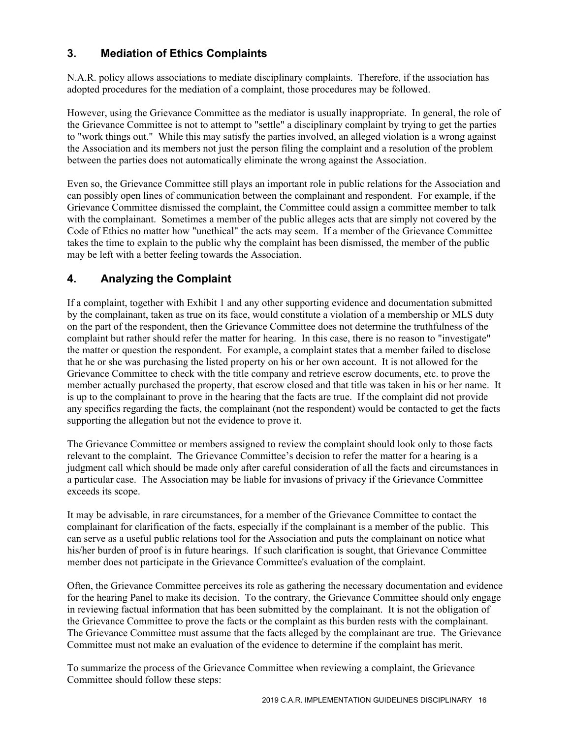## 3. Mediation of Ethics Complaints

N.A.R. policy allows associations to mediate disciplinary complaints. Therefore, if the association has adopted procedures for the mediation of a complaint, those procedures may be followed.

However, using the Grievance Committee as the mediator is usually inappropriate. In general, the role of the Grievance Committee is not to attempt to "settle" a disciplinary complaint by trying to get the parties to "work things out." While this may satisfy the parties involved, an alleged violation is a wrong against the Association and its members not just the person filing the complaint and a resolution of the problem between the parties does not automatically eliminate the wrong against the Association.

Even so, the Grievance Committee still plays an important role in public relations for the Association and can possibly open lines of communication between the complainant and respondent. For example, if the Grievance Committee dismissed the complaint, the Committee could assign a committee member to talk with the complainant. Sometimes a member of the public alleges acts that are simply not covered by the Code of Ethics no matter how "unethical" the acts may seem. If a member of the Grievance Committee takes the time to explain to the public why the complaint has been dismissed, the member of the public may be left with a better feeling towards the Association.

## 4. Analyzing the Complaint

If a complaint, together with Exhibit 1 and any other supporting evidence and documentation submitted by the complainant, taken as true on its face, would constitute a violation of a membership or MLS duty on the part of the respondent, then the Grievance Committee does not determine the truthfulness of the complaint but rather should refer the matter for hearing. In this case, there is no reason to "investigate" the matter or question the respondent. For example, a complaint states that a member failed to disclose that he or she was purchasing the listed property on his or her own account. It is not allowed for the Grievance Committee to check with the title company and retrieve escrow documents, etc. to prove the member actually purchased the property, that escrow closed and that title was taken in his or her name. It is up to the complainant to prove in the hearing that the facts are true. If the complaint did not provide any specifics regarding the facts, the complainant (not the respondent) would be contacted to get the facts supporting the allegation but not the evidence to prove it.

The Grievance Committee or members assigned to review the complaint should look only to those facts relevant to the complaint. The Grievance Committee's decision to refer the matter for a hearing is a judgment call which should be made only after careful consideration of all the facts and circumstances in a particular case. The Association may be liable for invasions of privacy if the Grievance Committee exceeds its scope.

It may be advisable, in rare circumstances, for a member of the Grievance Committee to contact the complainant for clarification of the facts, especially if the complainant is a member of the public. This can serve as a useful public relations tool for the Association and puts the complainant on notice what his/her burden of proof is in future hearings. If such clarification is sought, that Grievance Committee member does not participate in the Grievance Committee's evaluation of the complaint.

Often, the Grievance Committee perceives its role as gathering the necessary documentation and evidence for the hearing Panel to make its decision. To the contrary, the Grievance Committee should only engage in reviewing factual information that has been submitted by the complainant. It is not the obligation of the Grievance Committee to prove the facts or the complaint as this burden rests with the complainant. The Grievance Committee must assume that the facts alleged by the complainant are true. The Grievance Committee must not make an evaluation of the evidence to determine if the complaint has merit.

To summarize the process of the Grievance Committee when reviewing a complaint, the Grievance Committee should follow these steps: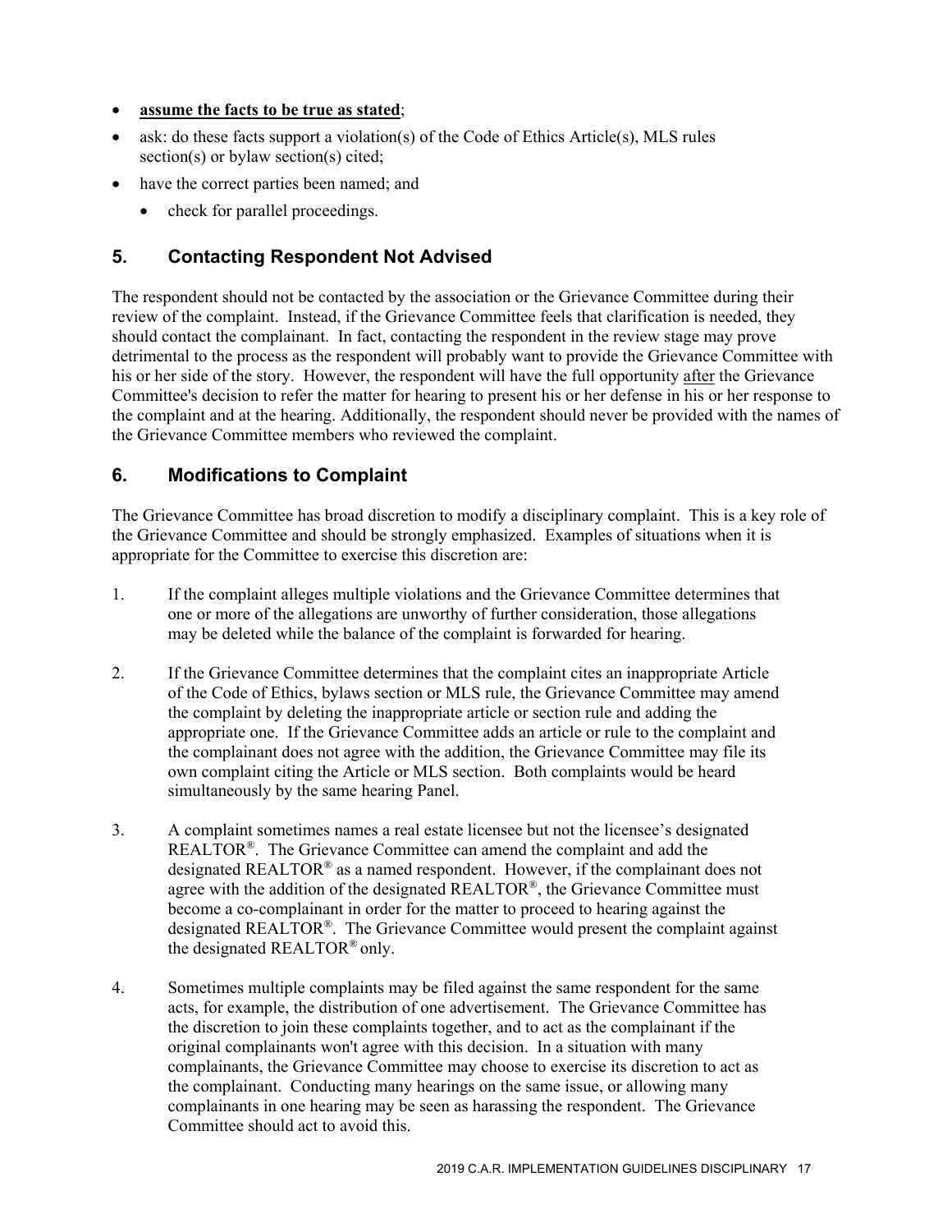- **assume the facts to be true as stated**;
- ask: do these facts support a violation(s) of the Code of Ethics Article(s), MLS rules section(s) or bylaw section(s) cited;
- have the correct parties been named; and
  - check for parallel proceedings.

## 5. Contacting Respondent Not Advised

The respondent should not be contacted by the association or the Grievance Committee during their review of the complaint. Instead, if the Grievance Committee feels that clarification is needed, they should contact the complainant. In fact, contacting the respondent in the review stage may prove detrimental to the process as the respondent will probably want to provide the Grievance Committee with his or her side of the story. However, the respondent will have the full opportunity after the Grievance Committee's decision to refer the matter for hearing to present his or her defense in his or her response to the complaint and at the hearing. Additionally, the respondent should never be provided with the names of the Grievance Committee members who reviewed the complaint.

## 6. Modifications to Complaint

The Grievance Committee has broad discretion to modify a disciplinary complaint. This is a key role of the Grievance Committee and should be strongly emphasized. Examples of situations when it is appropriate for the Committee to exercise this discretion are:

1. If the complaint alleges multiple violations and the Grievance Committee determines that one or more of the allegations are unworthy of further consideration, those allegations may be deleted while the balance of the complaint is forwarded for hearing.

2. If the Grievance Committee determines that the complaint cites an inappropriate Article of the Code of Ethics, bylaws section or MLS rule, the Grievance Committee may amend the complaint by deleting the inappropriate article or section rule and adding the appropriate one. If the Grievance Committee adds an article or rule to the complaint and the complainant does not agree with the addition, the Grievance Committee may file its own complaint citing the Article or MLS section. Both complaints would be heard simultaneously by the same hearing Panel.

3. A complaint sometimes names a real estate licensee but not the licensee's designated REALTOR®. The Grievance Committee can amend the complaint and add the designated REALTOR® as a named respondent. However, if the complainant does not agree with the addition of the designated REALTOR®, the Grievance Committee must become a co-complainant in order for the matter to proceed to hearing against the designated REALTOR®. The Grievance Committee would present the complaint against the designated REALTOR® only.

4. Sometimes multiple complaints may be filed against the same respondent for the same acts, for example, the distribution of one advertisement. The Grievance Committee has the discretion to join these complaints together, and to act as the complainant if the original complainants won't agree with this decision. In a situation with many complainants, the Grievance Committee may choose to exercise its discretion to act as the complainant. Conducting many hearings on the same issue, or allowing many complainants in one hearing may be seen as harassing the respondent. The Grievance Committee should act to avoid this.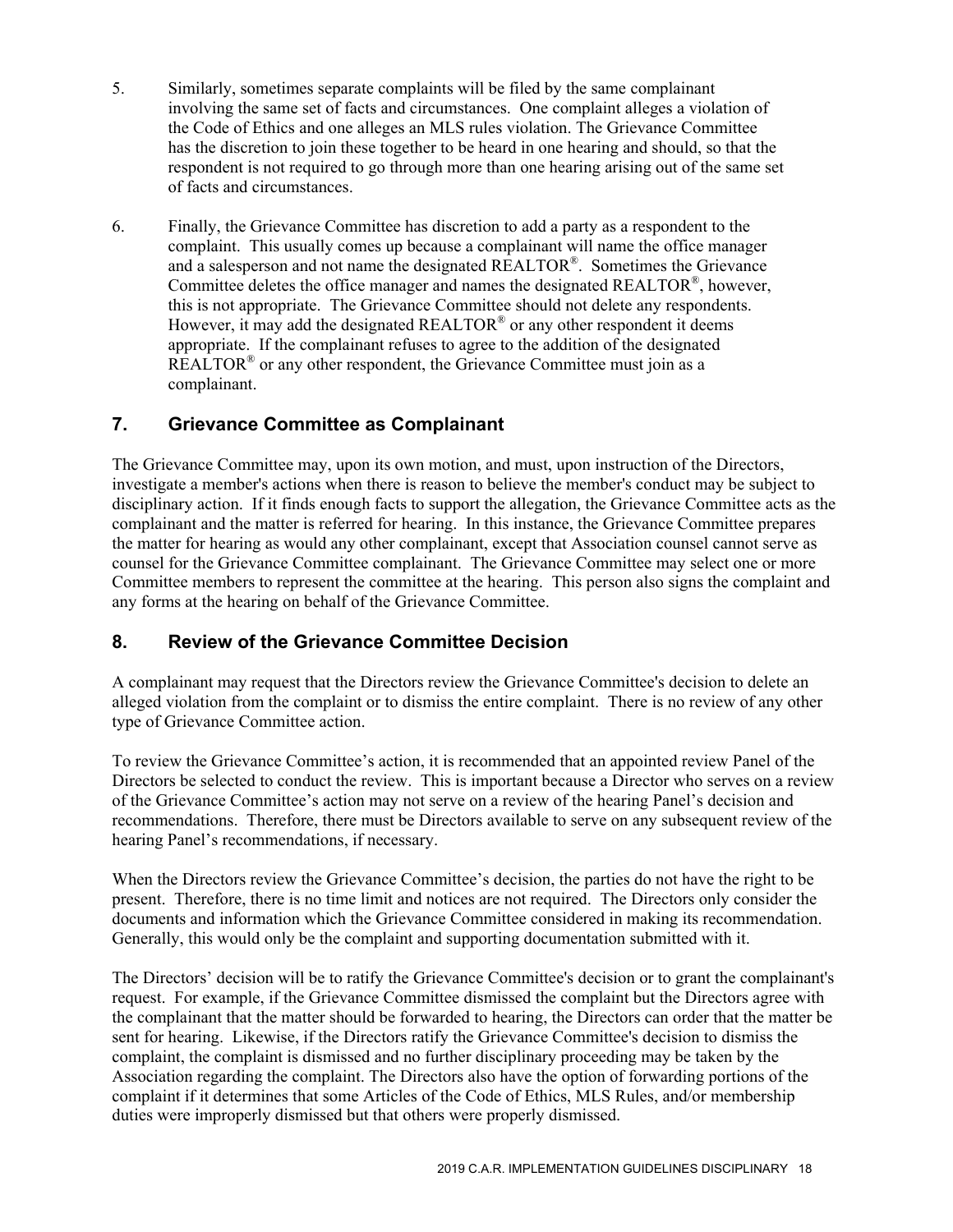5. Similarly, sometimes separate complaints will be filed by the same complainant involving the same set of facts and circumstances. One complaint alleges a violation of the Code of Ethics and one alleges an MLS rules violation. The Grievance Committee has the discretion to join these together to be heard in one hearing and should, so that the respondent is not required to go through more than one hearing arising out of the same set of facts and circumstances.

6. Finally, the Grievance Committee has discretion to add a party as a respondent to the complaint. This usually comes up because a complainant will name the office manager and a salesperson and not name the designated REALTOR®. Sometimes the Grievance Committee deletes the office manager and names the designated REALTOR®, however, this is not appropriate. The Grievance Committee should not delete any respondents. However, it may add the designated REALTOR® or any other respondent it deems appropriate. If the complainant refuses to agree to the addition of the designated REALTOR® or any other respondent, the Grievance Committee must join as a complainant.

## 7. Grievance Committee as Complainant

The Grievance Committee may, upon its own motion, and must, upon instruction of the Directors, investigate a member's actions when there is reason to believe the member's conduct may be subject to disciplinary action. If it finds enough facts to support the allegation, the Grievance Committee acts as the complainant and the matter is referred for hearing. In this instance, the Grievance Committee prepares the matter for hearing as would any other complainant, except that Association counsel cannot serve as counsel for the Grievance Committee complainant. The Grievance Committee may select one or more Committee members to represent the committee at the hearing. This person also signs the complaint and any forms at the hearing on behalf of the Grievance Committee.

## 8. Review of the Grievance Committee Decision

A complainant may request that the Directors review the Grievance Committee's decision to delete an alleged violation from the complaint or to dismiss the entire complaint. There is no review of any other type of Grievance Committee action.

To review the Grievance Committee's action, it is recommended that an appointed review Panel of the Directors be selected to conduct the review. This is important because a Director who serves on a review of the Grievance Committee's action may not serve on a review of the hearing Panel's decision and recommendations. Therefore, there must be Directors available to serve on any subsequent review of the hearing Panel's recommendations, if necessary.

When the Directors review the Grievance Committee's decision, the parties do not have the right to be present. Therefore, there is no time limit and notices are not required. The Directors only consider the documents and information which the Grievance Committee considered in making its recommendation. Generally, this would only be the complaint and supporting documentation submitted with it.

The Directors' decision will be to ratify the Grievance Committee's decision or to grant the complainant's request. For example, if the Grievance Committee dismissed the complaint but the Directors agree with the complainant that the matter should be forwarded to hearing, the Directors can order that the matter be sent for hearing. Likewise, if the Directors ratify the Grievance Committee's decision to dismiss the complaint, the complaint is dismissed and no further disciplinary proceeding may be taken by the Association regarding the complaint. The Directors also have the option of forwarding portions of the complaint if it determines that some Articles of the Code of Ethics, MLS Rules, and/or membership duties were improperly dismissed but that others were properly dismissed.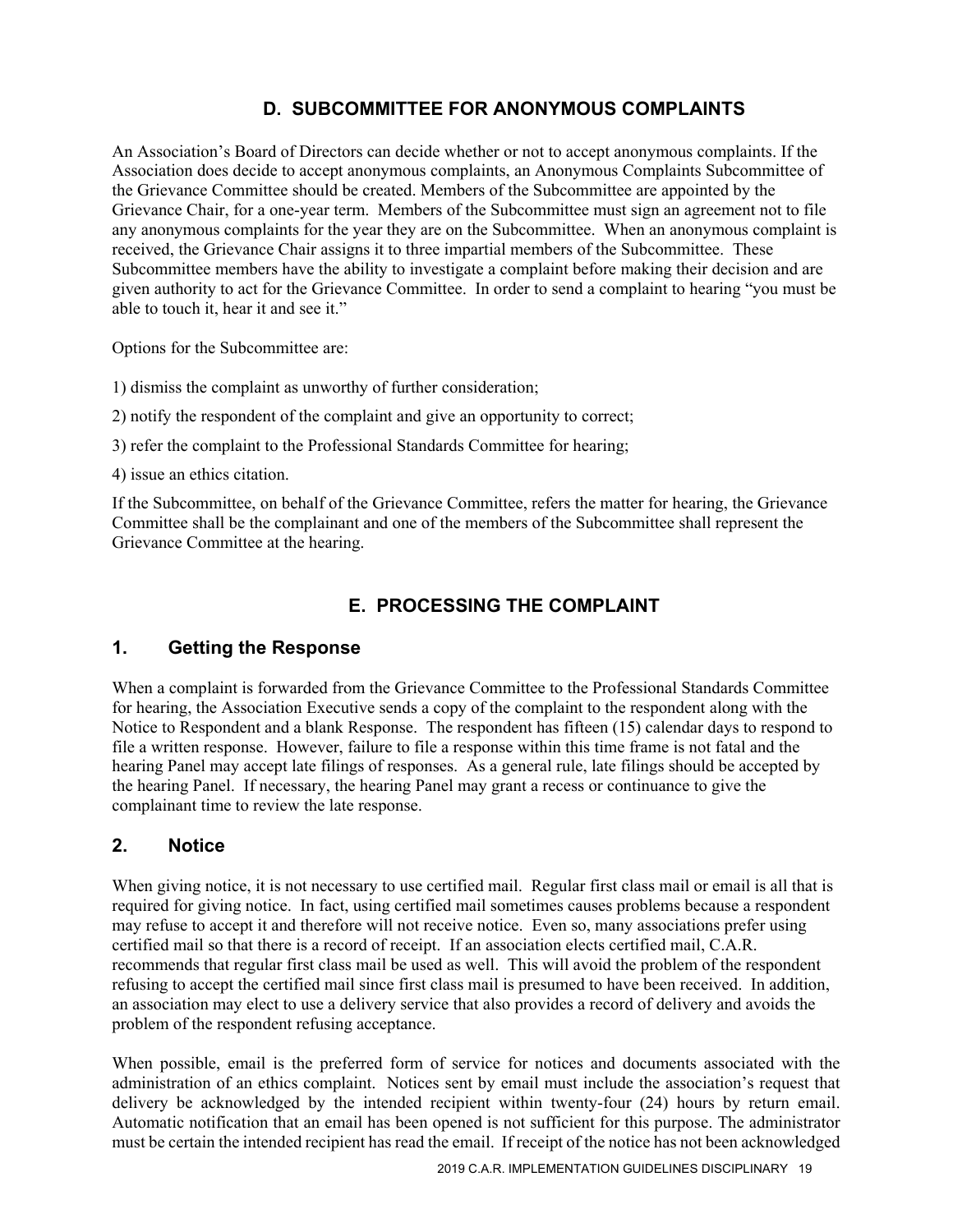## D. SUBCOMMITTEE FOR ANONYMOUS COMPLAINTS

An Association's Board of Directors can decide whether or not to accept anonymous complaints. If the Association does decide to accept anonymous complaints, an Anonymous Complaints Subcommittee of the Grievance Committee should be created. Members of the Subcommittee are appointed by the Grievance Chair, for a one-year term. Members of the Subcommittee must sign an agreement not to file any anonymous complaints for the year they are on the Subcommittee. When an anonymous complaint is received, the Grievance Chair assigns it to three impartial members of the Subcommittee. These Subcommittee members have the ability to investigate a complaint before making their decision and are given authority to act for the Grievance Committee. In order to send a complaint to hearing "you must be able to touch it, hear it and see it."

Options for the Subcommittee are:

1) dismiss the complaint as unworthy of further consideration;

2) notify the respondent of the complaint and give an opportunity to correct;

3) refer the complaint to the Professional Standards Committee for hearing;

4) issue an ethics citation.

If the Subcommittee, on behalf of the Grievance Committee, refers the matter for hearing, the Grievance Committee shall be the complainant and one of the members of the Subcommittee shall represent the Grievance Committee at the hearing.

## E. PROCESSING THE COMPLAINT

### 1. Getting the Response

When a complaint is forwarded from the Grievance Committee to the Professional Standards Committee for hearing, the Association Executive sends a copy of the complaint to the respondent along with the Notice to Respondent and a blank Response. The respondent has fifteen (15) calendar days to respond to file a written response. However, failure to file a response within this time frame is not fatal and the hearing Panel may accept late filings of responses. As a general rule, late filings should be accepted by the hearing Panel. If necessary, the hearing Panel may grant a recess or continuance to give the complainant time to review the late response.

### 2. Notice

When giving notice, it is not necessary to use certified mail. Regular first class mail or email is all that is required for giving notice. In fact, using certified mail sometimes causes problems because a respondent may refuse to accept it and therefore will not receive notice. Even so, many associations prefer using certified mail so that there is a record of receipt. If an association elects certified mail, C.A.R. recommends that regular first class mail be used as well. This will avoid the problem of the respondent refusing to accept the certified mail since first class mail is presumed to have been received. In addition, an association may elect to use a delivery service that also provides a record of delivery and avoids the problem of the respondent refusing acceptance.

When possible, email is the preferred form of service for notices and documents associated with the administration of an ethics complaint. Notices sent by email must include the association's request that delivery be acknowledged by the intended recipient within twenty-four (24) hours by return email. Automatic notification that an email has been opened is not sufficient for this purpose. The administrator must be certain the intended recipient has read the email. If receipt of the notice has not been acknowledged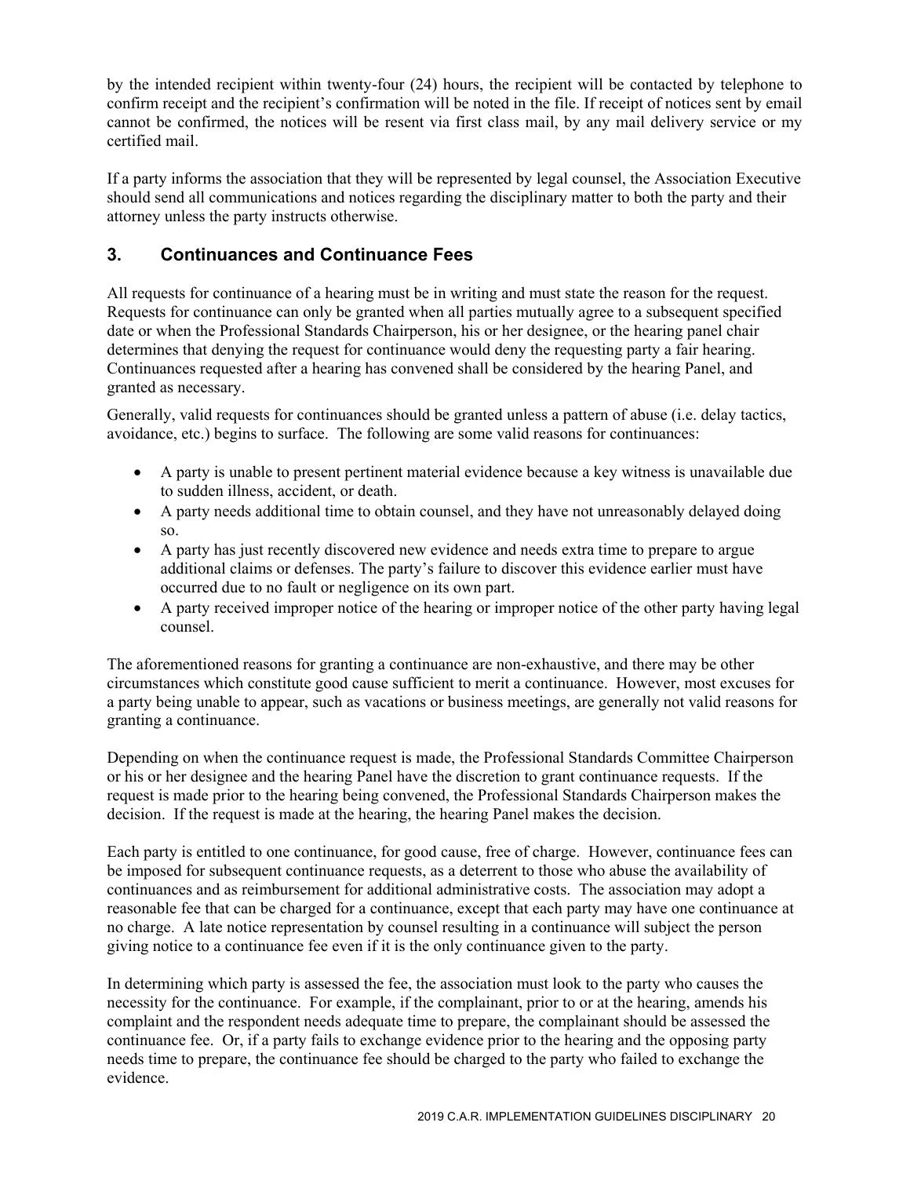by the intended recipient within twenty-four (24) hours, the recipient will be contacted by telephone to confirm receipt and the recipient's confirmation will be noted in the file. If receipt of notices sent by email cannot be confirmed, the notices will be resent via first class mail, by any mail delivery service or my certified mail.

If a party informs the association that they will be represented by legal counsel, the Association Executive should send all communications and notices regarding the disciplinary matter to both the party and their attorney unless the party instructs otherwise.

## 3. Continuances and Continuance Fees

All requests for continuance of a hearing must be in writing and must state the reason for the request. Requests for continuance can only be granted when all parties mutually agree to a subsequent specified date or when the Professional Standards Chairperson, his or her designee, or the hearing panel chair determines that denying the request for continuance would deny the requesting party a fair hearing. Continuances requested after a hearing has convened shall be considered by the hearing Panel, and granted as necessary.

Generally, valid requests for continuances should be granted unless a pattern of abuse (i.e. delay tactics, avoidance, etc.) begins to surface. The following are some valid reasons for continuances:

- A party is unable to present pertinent material evidence because a key witness is unavailable due to sudden illness, accident, or death.
- A party needs additional time to obtain counsel, and they have not unreasonably delayed doing so.
- A party has just recently discovered new evidence and needs extra time to prepare to argue additional claims or defenses. The party's failure to discover this evidence earlier must have occurred due to no fault or negligence on its own part.
- A party received improper notice of the hearing or improper notice of the other party having legal counsel.

The aforementioned reasons for granting a continuance are non-exhaustive, and there may be other circumstances which constitute good cause sufficient to merit a continuance. However, most excuses for a party being unable to appear, such as vacations or business meetings, are generally not valid reasons for granting a continuance.

Depending on when the continuance request is made, the Professional Standards Committee Chairperson or his or her designee and the hearing Panel have the discretion to grant continuance requests. If the request is made prior to the hearing being convened, the Professional Standards Chairperson makes the decision. If the request is made at the hearing, the hearing Panel makes the decision.

Each party is entitled to one continuance, for good cause, free of charge. However, continuance fees can be imposed for subsequent continuance requests, as a deterrent to those who abuse the availability of continuances and as reimbursement for additional administrative costs. The association may adopt a reasonable fee that can be charged for a continuance, except that each party may have one continuance at no charge. A late notice representation by counsel resulting in a continuance will subject the person giving notice to a continuance fee even if it is the only continuance given to the party.

In determining which party is assessed the fee, the association must look to the party who causes the necessity for the continuance. For example, if the complainant, prior to or at the hearing, amends his complaint and the respondent needs adequate time to prepare, the complainant should be assessed the continuance fee. Or, if a party fails to exchange evidence prior to the hearing and the opposing party needs time to prepare, the continuance fee should be charged to the party who failed to exchange the evidence.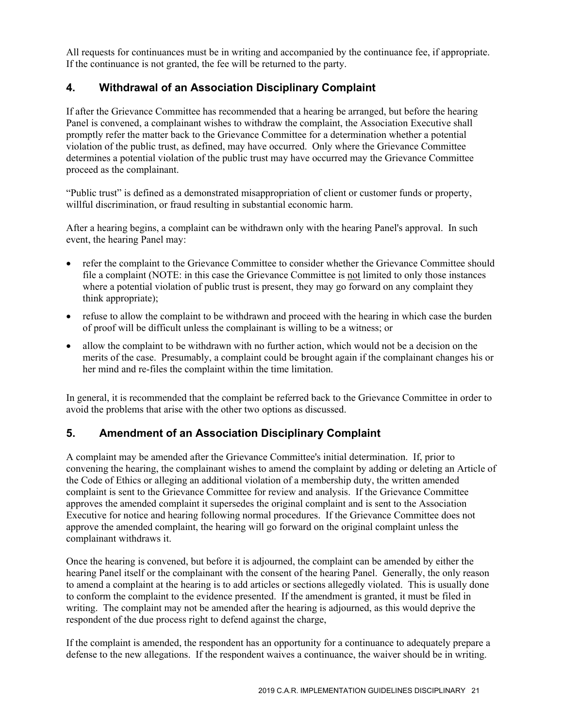All requests for continuances must be in writing and accompanied by the continuance fee, if appropriate. If the continuance is not granted, the fee will be returned to the party.

## 4. Withdrawal of an Association Disciplinary Complaint

If after the Grievance Committee has recommended that a hearing be arranged, but before the hearing Panel is convened, a complainant wishes to withdraw the complaint, the Association Executive shall promptly refer the matter back to the Grievance Committee for a determination whether a potential violation of the public trust, as defined, may have occurred. Only where the Grievance Committee determines a potential violation of the public trust may have occurred may the Grievance Committee proceed as the complainant.

"Public trust" is defined as a demonstrated misappropriation of client or customer funds or property, willful discrimination, or fraud resulting in substantial economic harm.

After a hearing begins, a complaint can be withdrawn only with the hearing Panel's approval. In such event, the hearing Panel may:

- refer the complaint to the Grievance Committee to consider whether the Grievance Committee should file a complaint (NOTE: in this case the Grievance Committee is <u>not</u> limited to only those instances where a potential violation of public trust is present, they may go forward on any complaint they think appropriate);
- refuse to allow the complaint to be withdrawn and proceed with the hearing in which case the burden of proof will be difficult unless the complainant is willing to be a witness; or
- allow the complaint to be withdrawn with no further action, which would not be a decision on the merits of the case. Presumably, a complaint could be brought again if the complainant changes his or her mind and re-files the complaint within the time limitation.

In general, it is recommended that the complaint be referred back to the Grievance Committee in order to avoid the problems that arise with the other two options as discussed.

## 5. Amendment of an Association Disciplinary Complaint

A complaint may be amended after the Grievance Committee's initial determination. If, prior to convening the hearing, the complainant wishes to amend the complaint by adding or deleting an Article of the Code of Ethics or alleging an additional violation of a membership duty, the written amended complaint is sent to the Grievance Committee for review and analysis. If the Grievance Committee approves the amended complaint it supersedes the original complaint and is sent to the Association Executive for notice and hearing following normal procedures. If the Grievance Committee does not approve the amended complaint, the hearing will go forward on the original complaint unless the complainant withdraws it.

Once the hearing is convened, but before it is adjourned, the complaint can be amended by either the hearing Panel itself or the complainant with the consent of the hearing Panel. Generally, the only reason to amend a complaint at the hearing is to add articles or sections allegedly violated. This is usually done to conform the complaint to the evidence presented. If the amendment is granted, it must be filed in writing. The complaint may not be amended after the hearing is adjourned, as this would deprive the respondent of the due process right to defend against the charge,

If the complaint is amended, the respondent has an opportunity for a continuance to adequately prepare a defense to the new allegations. If the respondent waives a continuance, the waiver should be in writing.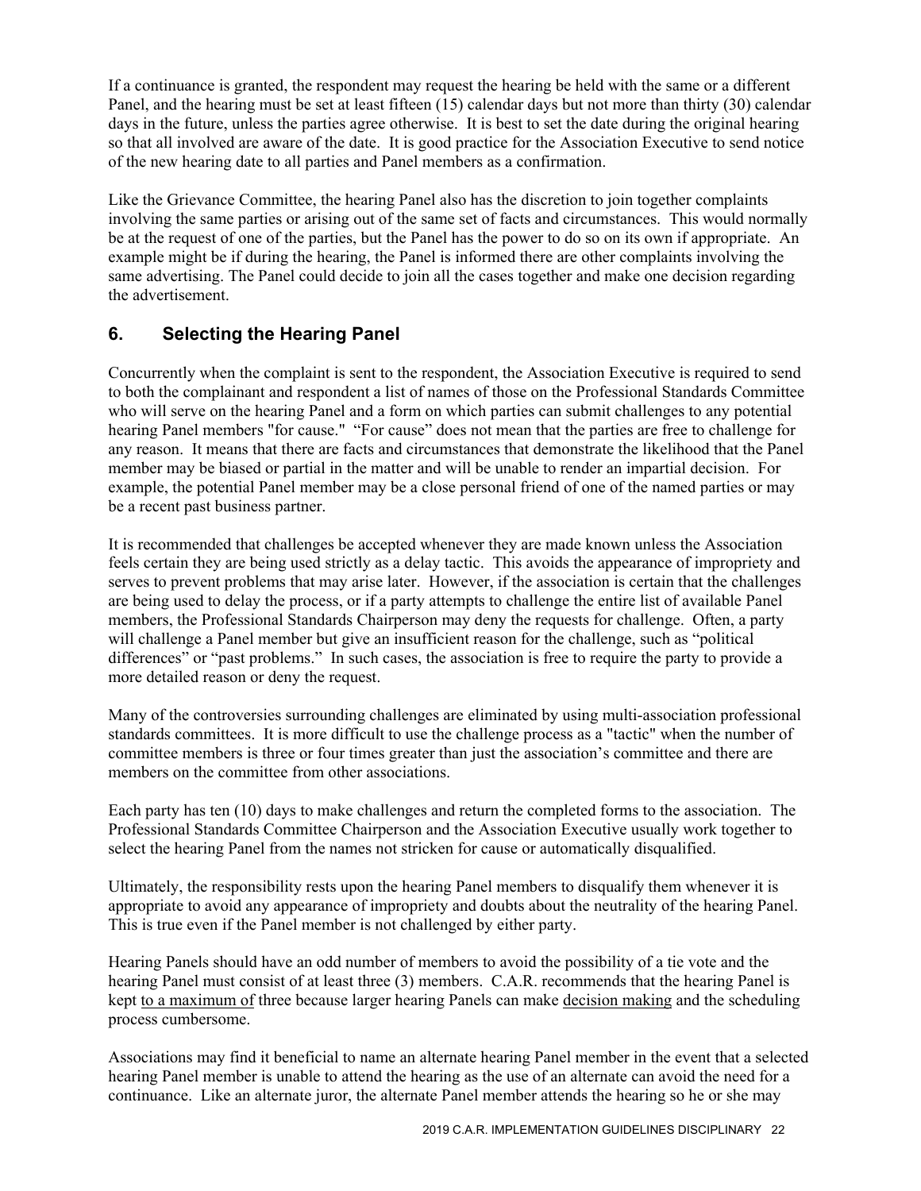If a continuance is granted, the respondent may request the hearing be held with the same or a different Panel, and the hearing must be set at least fifteen (15) calendar days but not more than thirty (30) calendar days in the future, unless the parties agree otherwise. It is best to set the date during the original hearing so that all involved are aware of the date. It is good practice for the Association Executive to send notice of the new hearing date to all parties and Panel members as a confirmation.

Like the Grievance Committee, the hearing Panel also has the discretion to join together complaints involving the same parties or arising out of the same set of facts and circumstances. This would normally be at the request of one of the parties, but the Panel has the power to do so on its own if appropriate. An example might be if during the hearing, the Panel is informed there are other complaints involving the same advertising. The Panel could decide to join all the cases together and make one decision regarding the advertisement.

## 6. Selecting the Hearing Panel

Concurrently when the complaint is sent to the respondent, the Association Executive is required to send to both the complainant and respondent a list of names of those on the Professional Standards Committee who will serve on the hearing Panel and a form on which parties can submit challenges to any potential hearing Panel members "for cause." "For cause" does not mean that the parties are free to challenge for any reason. It means that there are facts and circumstances that demonstrate the likelihood that the Panel member may be biased or partial in the matter and will be unable to render an impartial decision. For example, the potential Panel member may be a close personal friend of one of the named parties or may be a recent past business partner.

It is recommended that challenges be accepted whenever they are made known unless the Association feels certain they are being used strictly as a delay tactic. This avoids the appearance of impropriety and serves to prevent problems that may arise later. However, if the association is certain that the challenges are being used to delay the process, or if a party attempts to challenge the entire list of available Panel members, the Professional Standards Chairperson may deny the requests for challenge. Often, a party will challenge a Panel member but give an insufficient reason for the challenge, such as "political differences" or "past problems." In such cases, the association is free to require the party to provide a more detailed reason or deny the request.

Many of the controversies surrounding challenges are eliminated by using multi-association professional standards committees. It is more difficult to use the challenge process as a "tactic" when the number of committee members is three or four times greater than just the association's committee and there are members on the committee from other associations.

Each party has ten (10) days to make challenges and return the completed forms to the association. The Professional Standards Committee Chairperson and the Association Executive usually work together to select the hearing Panel from the names not stricken for cause or automatically disqualified.

Ultimately, the responsibility rests upon the hearing Panel members to disqualify them whenever it is appropriate to avoid any appearance of impropriety and doubts about the neutrality of the hearing Panel. This is true even if the Panel member is not challenged by either party.

Hearing Panels should have an odd number of members to avoid the possibility of a tie vote and the hearing Panel must consist of at least three (3) members. C.A.R. recommends that the hearing Panel is kept to a maximum of three because larger hearing Panels can make decision making and the scheduling process cumbersome.

Associations may find it beneficial to name an alternate hearing Panel member in the event that a selected hearing Panel member is unable to attend the hearing as the use of an alternate can avoid the need for a continuance. Like an alternate juror, the alternate Panel member attends the hearing so he or she may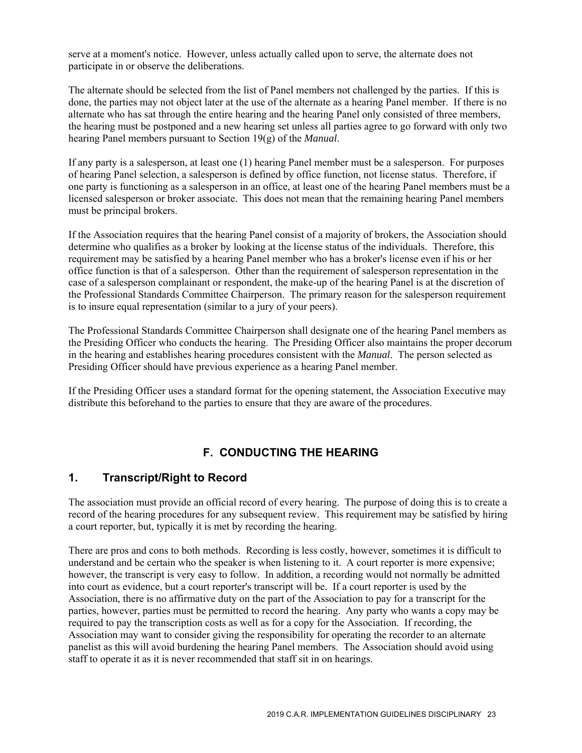serve at a moment's notice. However, unless actually called upon to serve, the alternate does not participate in or observe the deliberations.

The alternate should be selected from the list of Panel members not challenged by the parties. If this is done, the parties may not object later at the use of the alternate as a hearing Panel member. If there is no alternate who has sat through the entire hearing and the hearing Panel only consisted of three members, the hearing must be postponed and a new hearing set unless all parties agree to go forward with only two hearing Panel members pursuant to Section 19(g) of the *Manual*.

If any party is a salesperson, at least one (1) hearing Panel member must be a salesperson. For purposes of hearing Panel selection, a salesperson is defined by office function, not license status. Therefore, if one party is functioning as a salesperson in an office, at least one of the hearing Panel members must be a licensed salesperson or broker associate. This does not mean that the remaining hearing Panel members must be principal brokers.

If the Association requires that the hearing Panel consist of a majority of brokers, the Association should determine who qualifies as a broker by looking at the license status of the individuals. Therefore, this requirement may be satisfied by a hearing Panel member who has a broker's license even if his or her office function is that of a salesperson. Other than the requirement of salesperson representation in the case of a salesperson complainant or respondent, the make-up of the hearing Panel is at the discretion of the Professional Standards Committee Chairperson. The primary reason for the salesperson requirement is to insure equal representation (similar to a jury of your peers).

The Professional Standards Committee Chairperson shall designate one of the hearing Panel members as the Presiding Officer who conducts the hearing. The Presiding Officer also maintains the proper decorum in the hearing and establishes hearing procedures consistent with the *Manual*. The person selected as Presiding Officer should have previous experience as a hearing Panel member.

If the Presiding Officer uses a standard format for the opening statement, the Association Executive may distribute this beforehand to the parties to ensure that they are aware of the procedures.

## F. CONDUCTING THE HEARING

### 1. Transcript/Right to Record

The association must provide an official record of every hearing. The purpose of doing this is to create a record of the hearing procedures for any subsequent review. This requirement may be satisfied by hiring a court reporter, but, typically it is met by recording the hearing.

There are pros and cons to both methods. Recording is less costly, however, sometimes it is difficult to understand and be certain who the speaker is when listening to it. A court reporter is more expensive; however, the transcript is very easy to follow. In addition, a recording would not normally be admitted into court as evidence, but a court reporter's transcript will be. If a court reporter is used by the Association, there is no affirmative duty on the part of the Association to pay for a transcript for the parties, however, parties must be permitted to record the hearing. Any party who wants a copy may be required to pay the transcription costs as well as for a copy for the Association. If recording, the Association may want to consider giving the responsibility for operating the recorder to an alternate panelist as this will avoid burdening the hearing Panel members. The Association should avoid using staff to operate it as it is never recommended that staff sit in on hearings.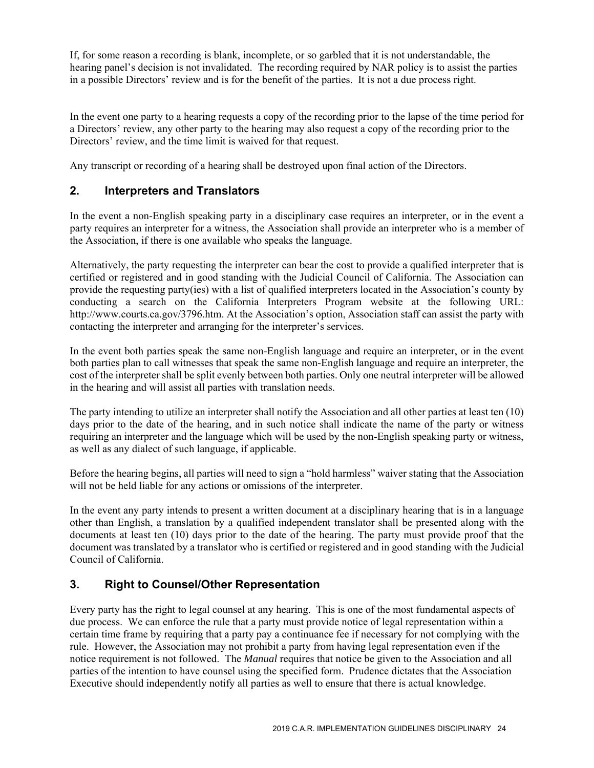If, for some reason a recording is blank, incomplete, or so garbled that it is not understandable, the hearing panel's decision is not invalidated. The recording required by NAR policy is to assist the parties in a possible Directors' review and is for the benefit of the parties. It is not a due process right.

In the event one party to a hearing requests a copy of the recording prior to the lapse of the time period for a Directors' review, any other party to the hearing may also request a copy of the recording prior to the Directors' review, and the time limit is waived for that request.

Any transcript or recording of a hearing shall be destroyed upon final action of the Directors.

## 2. Interpreters and Translators

In the event a non-English speaking party in a disciplinary case requires an interpreter, or in the event a party requires an interpreter for a witness, the Association shall provide an interpreter who is a member of the Association, if there is one available who speaks the language.

Alternatively, the party requesting the interpreter can bear the cost to provide a qualified interpreter that is certified or registered and in good standing with the Judicial Council of California. The Association can provide the requesting party(ies) with a list of qualified interpreters located in the Association's county by conducting a search on the California Interpreters Program website at the following URL: http://www.courts.ca.gov/3796.htm. At the Association's option, Association staff can assist the party with contacting the interpreter and arranging for the interpreter's services.

In the event both parties speak the same non-English language and require an interpreter, or in the event both parties plan to call witnesses that speak the same non-English language and require an interpreter, the cost of the interpreter shall be split evenly between both parties. Only one neutral interpreter will be allowed in the hearing and will assist all parties with translation needs.

The party intending to utilize an interpreter shall notify the Association and all other parties at least ten (10) days prior to the date of the hearing, and in such notice shall indicate the name of the party or witness requiring an interpreter and the language which will be used by the non-English speaking party or witness, as well as any dialect of such language, if applicable.

Before the hearing begins, all parties will need to sign a "hold harmless" waiver stating that the Association will not be held liable for any actions or omissions of the interpreter.

In the event any party intends to present a written document at a disciplinary hearing that is in a language other than English, a translation by a qualified independent translator shall be presented along with the documents at least ten (10) days prior to the date of the hearing. The party must provide proof that the document was translated by a translator who is certified or registered and in good standing with the Judicial Council of California.

## 3. Right to Counsel/Other Representation

Every party has the right to legal counsel at any hearing. This is one of the most fundamental aspects of due process. We can enforce the rule that a party must provide notice of legal representation within a certain time frame by requiring that a party pay a continuance fee if necessary for not complying with the rule. However, the Association may not prohibit a party from having legal representation even if the notice requirement is not followed. The *Manual* requires that notice be given to the Association and all parties of the intention to have counsel using the specified form. Prudence dictates that the Association Executive should independently notify all parties as well to ensure that there is actual knowledge.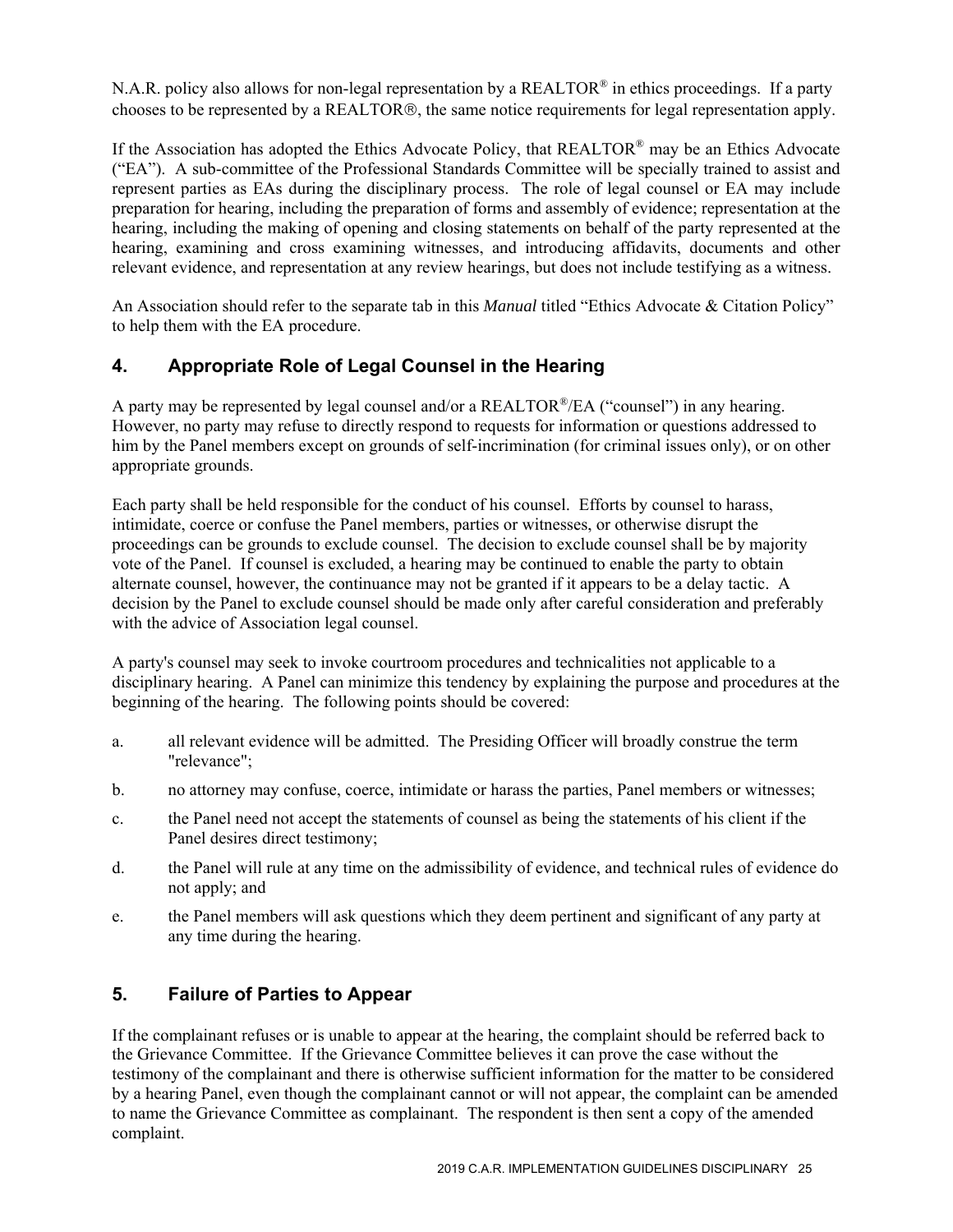N.A.R. policy also allows for non-legal representation by a REALTOR® in ethics proceedings. If a party chooses to be represented by a REALTOR®, the same notice requirements for legal representation apply.

If the Association has adopted the Ethics Advocate Policy, that REALTOR® may be an Ethics Advocate ("EA"). A sub-committee of the Professional Standards Committee will be specially trained to assist and represent parties as EAs during the disciplinary process. The role of legal counsel or EA may include preparation for hearing, including the preparation of forms and assembly of evidence; representation at the hearing, including the making of opening and closing statements on behalf of the party represented at the hearing, examining and cross examining witnesses, and introducing affidavits, documents and other relevant evidence, and representation at any review hearings, but does not include testifying as a witness.

An Association should refer to the separate tab in this *Manual* titled "Ethics Advocate & Citation Policy" to help them with the EA procedure.

## 4. Appropriate Role of Legal Counsel in the Hearing

A party may be represented by legal counsel and/or a REALTOR®/EA ("counsel") in any hearing. However, no party may refuse to directly respond to requests for information or questions addressed to him by the Panel members except on grounds of self-incrimination (for criminal issues only), or on other appropriate grounds.

Each party shall be held responsible for the conduct of his counsel. Efforts by counsel to harass, intimidate, coerce or confuse the Panel members, parties or witnesses, or otherwise disrupt the proceedings can be grounds to exclude counsel. The decision to exclude counsel shall be by majority vote of the Panel. If counsel is excluded, a hearing may be continued to enable the party to obtain alternate counsel, however, the continuance may not be granted if it appears to be a delay tactic. A decision by the Panel to exclude counsel should be made only after careful consideration and preferably with the advice of Association legal counsel.

A party's counsel may seek to invoke courtroom procedures and technicalities not applicable to a disciplinary hearing. A Panel can minimize this tendency by explaining the purpose and procedures at the beginning of the hearing. The following points should be covered:

a. all relevant evidence will be admitted. The Presiding Officer will broadly construe the term "relevance";

b. no attorney may confuse, coerce, intimidate or harass the parties, Panel members or witnesses;

c. the Panel need not accept the statements of counsel as being the statements of his client if the Panel desires direct testimony;

d. the Panel will rule at any time on the admissibility of evidence, and technical rules of evidence do not apply; and

e. the Panel members will ask questions which they deem pertinent and significant of any party at any time during the hearing.

## 5. Failure of Parties to Appear

If the complainant refuses or is unable to appear at the hearing, the complaint should be referred back to the Grievance Committee. If the Grievance Committee believes it can prove the case without the testimony of the complainant and there is otherwise sufficient information for the matter to be considered by a hearing Panel, even though the complainant cannot or will not appear, the complaint can be amended to name the Grievance Committee as complainant. The respondent is then sent a copy of the amended complaint.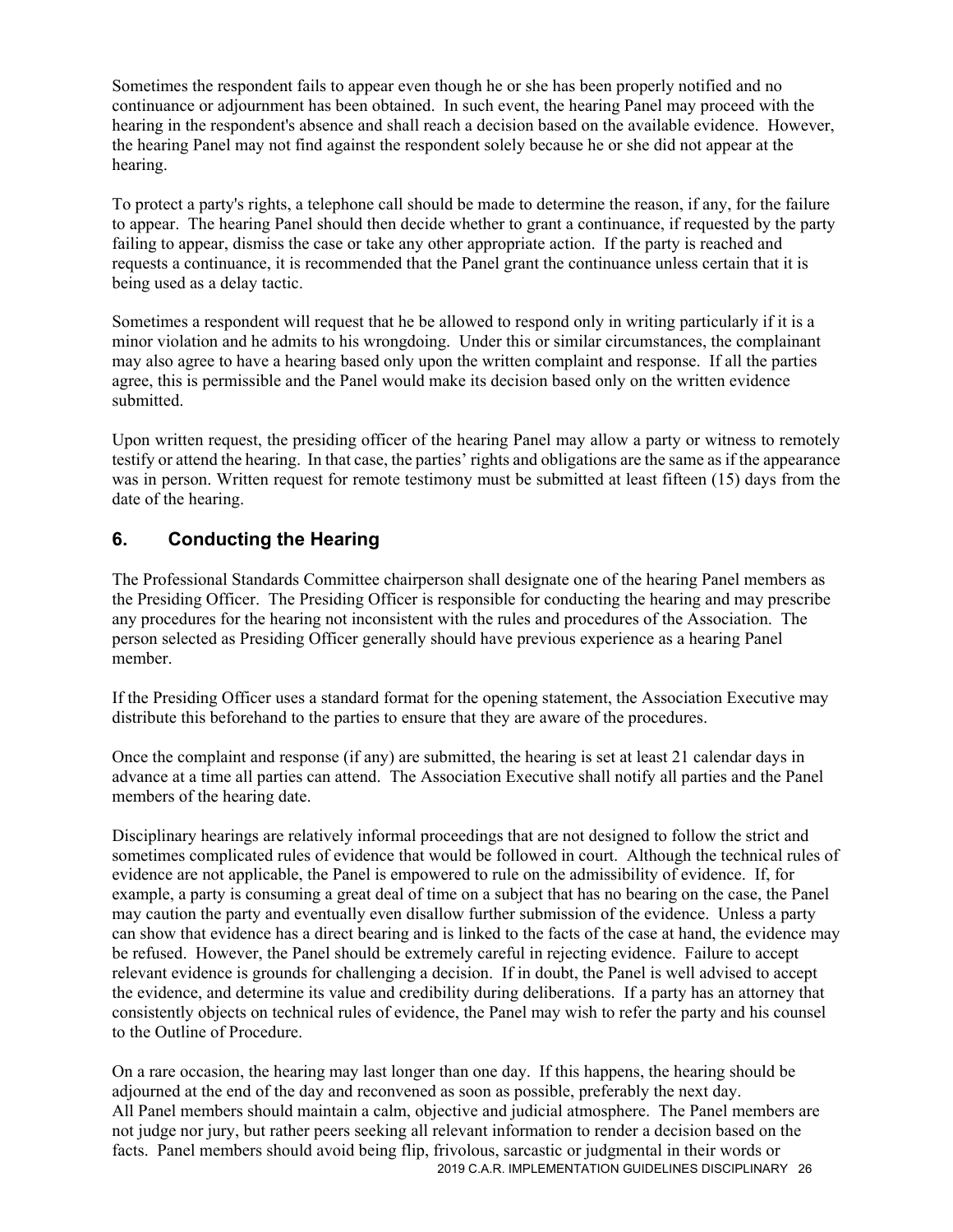Sometimes the respondent fails to appear even though he or she has been properly notified and no continuance or adjournment has been obtained. In such event, the hearing Panel may proceed with the hearing in the respondent's absence and shall reach a decision based on the available evidence. However, the hearing Panel may not find against the respondent solely because he or she did not appear at the hearing.

To protect a party's rights, a telephone call should be made to determine the reason, if any, for the failure to appear. The hearing Panel should then decide whether to grant a continuance, if requested by the party failing to appear, dismiss the case or take any other appropriate action. If the party is reached and requests a continuance, it is recommended that the Panel grant the continuance unless certain that it is being used as a delay tactic.

Sometimes a respondent will request that he be allowed to respond only in writing particularly if it is a minor violation and he admits to his wrongdoing. Under this or similar circumstances, the complainant may also agree to have a hearing based only upon the written complaint and response. If all the parties agree, this is permissible and the Panel would make its decision based only on the written evidence submitted.

Upon written request, the presiding officer of the hearing Panel may allow a party or witness to remotely testify or attend the hearing. In that case, the parties' rights and obligations are the same as if the appearance was in person. Written request for remote testimony must be submitted at least fifteen (15) days from the date of the hearing.

## 6. Conducting the Hearing

The Professional Standards Committee chairperson shall designate one of the hearing Panel members as the Presiding Officer. The Presiding Officer is responsible for conducting the hearing and may prescribe any procedures for the hearing not inconsistent with the rules and procedures of the Association. The person selected as Presiding Officer generally should have previous experience as a hearing Panel member.

If the Presiding Officer uses a standard format for the opening statement, the Association Executive may distribute this beforehand to the parties to ensure that they are aware of the procedures.

Once the complaint and response (if any) are submitted, the hearing is set at least 21 calendar days in advance at a time all parties can attend. The Association Executive shall notify all parties and the Panel members of the hearing date.

Disciplinary hearings are relatively informal proceedings that are not designed to follow the strict and sometimes complicated rules of evidence that would be followed in court. Although the technical rules of evidence are not applicable, the Panel is empowered to rule on the admissibility of evidence. If, for example, a party is consuming a great deal of time on a subject that has no bearing on the case, the Panel may caution the party and eventually even disallow further submission of the evidence. Unless a party can show that evidence has a direct bearing and is linked to the facts of the case at hand, the evidence may be refused. However, the Panel should be extremely careful in rejecting evidence. Failure to accept relevant evidence is grounds for challenging a decision. If in doubt, the Panel is well advised to accept the evidence, and determine its value and credibility during deliberations. If a party has an attorney that consistently objects on technical rules of evidence, the Panel may wish to refer the party and his counsel to the Outline of Procedure.

On a rare occasion, the hearing may last longer than one day. If this happens, the hearing should be adjourned at the end of the day and reconvened as soon as possible, preferably the next day.
All Panel members should maintain a calm, objective and judicial atmosphere. The Panel members are not judge nor jury, but rather peers seeking all relevant information to render a decision based on the facts. Panel members should avoid being flip, frivolous, sarcastic or judgmental in their words or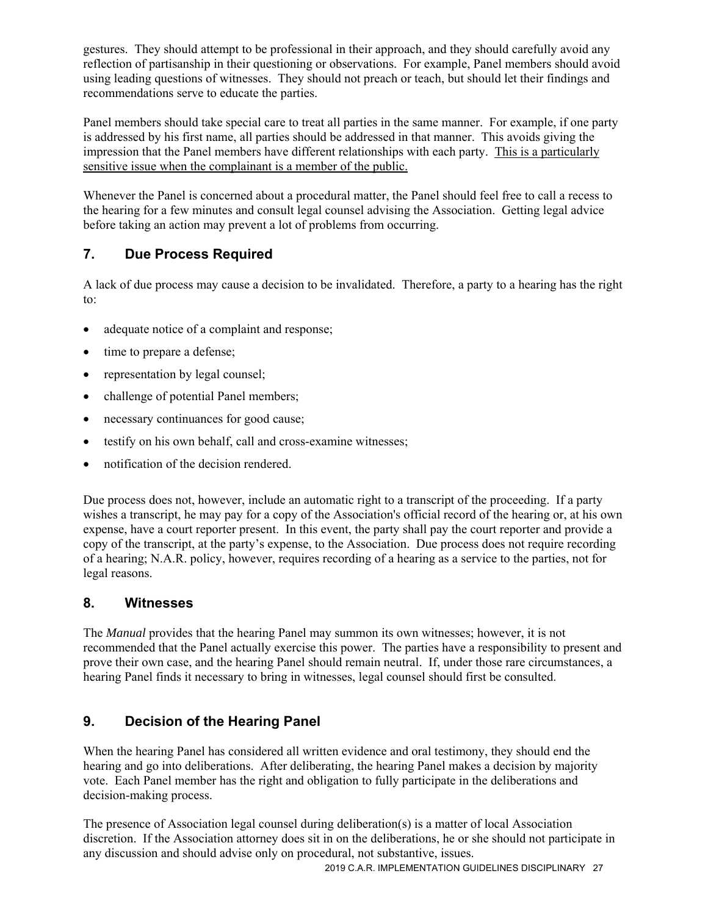gestures. They should attempt to be professional in their approach, and they should carefully avoid any reflection of partisanship in their questioning or observations. For example, Panel members should avoid using leading questions of witnesses. They should not preach or teach, but should let their findings and recommendations serve to educate the parties.

Panel members should take special care to treat all parties in the same manner. For example, if one party is addressed by his first name, all parties should be addressed in that manner. This avoids giving the impression that the Panel members have different relationships with each party. <u>This is a particularly sensitive issue when the complainant is a member of the public.</u>

Whenever the Panel is concerned about a procedural matter, the Panel should feel free to call a recess to the hearing for a few minutes and consult legal counsel advising the Association. Getting legal advice before taking an action may prevent a lot of problems from occurring.

## 7. Due Process Required

A lack of due process may cause a decision to be invalidated. Therefore, a party to a hearing has the right to:

- adequate notice of a complaint and response;
- time to prepare a defense;
- representation by legal counsel;
- challenge of potential Panel members;
- necessary continuances for good cause;
- testify on his own behalf, call and cross-examine witnesses;
- notification of the decision rendered.

Due process does not, however, include an automatic right to a transcript of the proceeding. If a party wishes a transcript, he may pay for a copy of the Association's official record of the hearing or, at his own expense, have a court reporter present. In this event, the party shall pay the court reporter and provide a copy of the transcript, at the party's expense, to the Association. Due process does not require recording of a hearing; N.A.R. policy, however, requires recording of a hearing as a service to the parties, not for legal reasons.

## 8. Witnesses

The *Manual* provides that the hearing Panel may summon its own witnesses; however, it is not recommended that the Panel actually exercise this power. The parties have a responsibility to present and prove their own case, and the hearing Panel should remain neutral. If, under those rare circumstances, a hearing Panel finds it necessary to bring in witnesses, legal counsel should first be consulted.

## 9. Decision of the Hearing Panel

When the hearing Panel has considered all written evidence and oral testimony, they should end the hearing and go into deliberations. After deliberating, the hearing Panel makes a decision by majority vote. Each Panel member has the right and obligation to fully participate in the deliberations and decision-making process.

The presence of Association legal counsel during deliberation(s) is a matter of local Association discretion. If the Association attorney does sit in on the deliberations, he or she should not participate in any discussion and should advise only on procedural, not substantive, issues.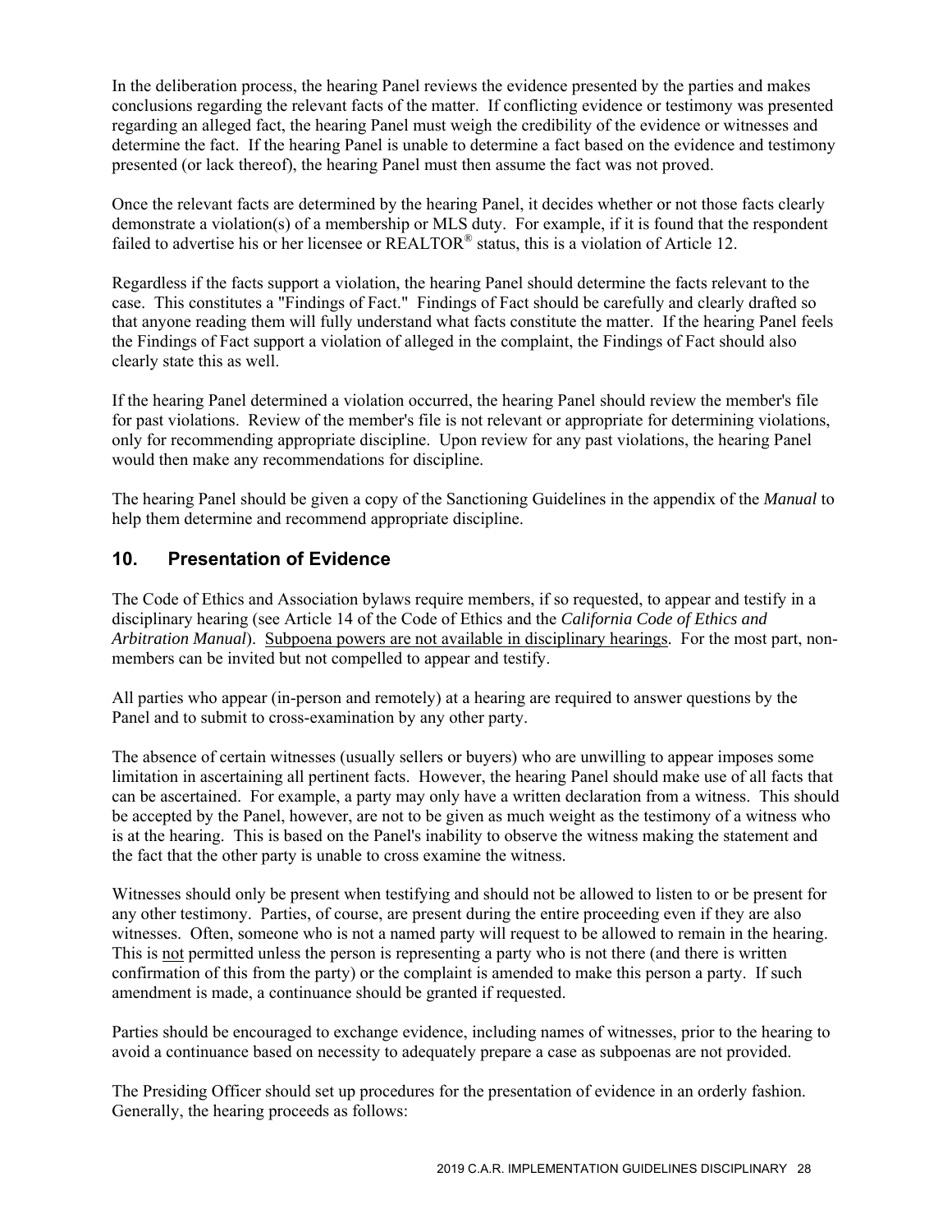In the deliberation process, the hearing Panel reviews the evidence presented by the parties and makes conclusions regarding the relevant facts of the matter. If conflicting evidence or testimony was presented regarding an alleged fact, the hearing Panel must weigh the credibility of the evidence or witnesses and determine the fact. If the hearing Panel is unable to determine a fact based on the evidence and testimony presented (or lack thereof), the hearing Panel must then assume the fact was not proved.

Once the relevant facts are determined by the hearing Panel, it decides whether or not those facts clearly demonstrate a violation(s) of a membership or MLS duty. For example, if it is found that the respondent failed to advertise his or her licensee or REALTOR® status, this is a violation of Article 12.

Regardless if the facts support a violation, the hearing Panel should determine the facts relevant to the case. This constitutes a "Findings of Fact." Findings of Fact should be carefully and clearly drafted so that anyone reading them will fully understand what facts constitute the matter. If the hearing Panel feels the Findings of Fact support a violation of alleged in the complaint, the Findings of Fact should also clearly state this as well.

If the hearing Panel determined a violation occurred, the hearing Panel should review the member's file for past violations. Review of the member's file is not relevant or appropriate for determining violations, only for recommending appropriate discipline. Upon review for any past violations, the hearing Panel would then make any recommendations for discipline.

The hearing Panel should be given a copy of the Sanctioning Guidelines in the appendix of the *Manual* to help them determine and recommend appropriate discipline.

## 10. Presentation of Evidence

The Code of Ethics and Association bylaws require members, if so requested, to appear and testify in a disciplinary hearing (see Article 14 of the Code of Ethics and the *California Code of Ethics and Arbitration Manual*). Subpoena powers are not available in disciplinary hearings. For the most part, non-members can be invited but not compelled to appear and testify.

All parties who appear (in-person and remotely) at a hearing are required to answer questions by the Panel and to submit to cross-examination by any other party.

The absence of certain witnesses (usually sellers or buyers) who are unwilling to appear imposes some limitation in ascertaining all pertinent facts. However, the hearing Panel should make use of all facts that can be ascertained. For example, a party may only have a written declaration from a witness. This should be accepted by the Panel, however, are not to be given as much weight as the testimony of a witness who is at the hearing. This is based on the Panel's inability to observe the witness making the statement and the fact that the other party is unable to cross examine the witness.

Witnesses should only be present when testifying and should not be allowed to listen to or be present for any other testimony. Parties, of course, are present during the entire proceeding even if they are also witnesses. Often, someone who is not a named party will request to be allowed to remain in the hearing. This is not permitted unless the person is representing a party who is not there (and there is written confirmation of this from the party) or the complaint is amended to make this person a party. If such amendment is made, a continuance should be granted if requested.

Parties should be encouraged to exchange evidence, including names of witnesses, prior to the hearing to avoid a continuance based on necessity to adequately prepare a case as subpoenas are not provided.

The Presiding Officer should set up procedures for the presentation of evidence in an orderly fashion. Generally, the hearing proceeds as follows: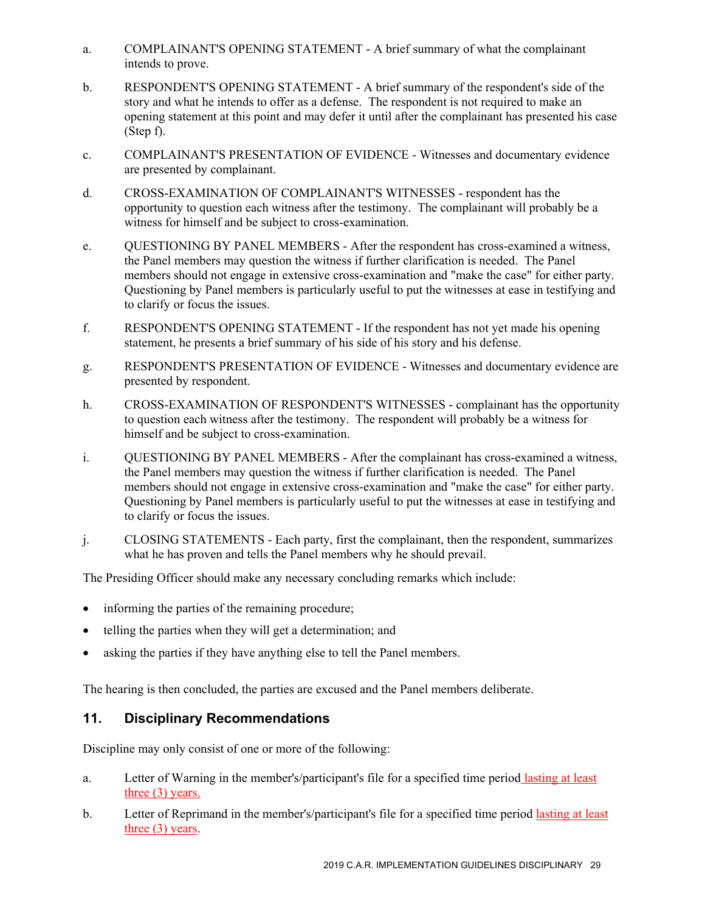a. COMPLAINANT'S OPENING STATEMENT - A brief summary of what the complainant intends to prove.

b. RESPONDENT'S OPENING STATEMENT - A brief summary of the respondent's side of the story and what he intends to offer as a defense. The respondent is not required to make an opening statement at this point and may defer it until after the complainant has presented his case (Step f).

c. COMPLAINANT'S PRESENTATION OF EVIDENCE - Witnesses and documentary evidence are presented by complainant.

d. CROSS-EXAMINATION OF COMPLAINANT'S WITNESSES - respondent has the opportunity to question each witness after the testimony. The complainant will probably be a witness for himself and be subject to cross-examination.

e. QUESTIONING BY PANEL MEMBERS - After the respondent has cross-examined a witness, the Panel members may question the witness if further clarification is needed. The Panel members should not engage in extensive cross-examination and "make the case" for either party. Questioning by Panel members is particularly useful to put the witnesses at ease in testifying and to clarify or focus the issues.

f. RESPONDENT'S OPENING STATEMENT - If the respondent has not yet made his opening statement, he presents a brief summary of his side of his story and his defense.

g. RESPONDENT'S PRESENTATION OF EVIDENCE - Witnesses and documentary evidence are presented by respondent.

h. CROSS-EXAMINATION OF RESPONDENT'S WITNESSES - complainant has the opportunity to question each witness after the testimony. The respondent will probably be a witness for himself and be subject to cross-examination.

i. QUESTIONING BY PANEL MEMBERS - After the complainant has cross-examined a witness, the Panel members may question the witness if further clarification is needed. The Panel members should not engage in extensive cross-examination and "make the case" for either party. Questioning by Panel members is particularly useful to put the witnesses at ease in testifying and to clarify or focus the issues.

j. CLOSING STATEMENTS - Each party, first the complainant, then the respondent, summarizes what he has proven and tells the Panel members why he should prevail.

The Presiding Officer should make any necessary concluding remarks which include:

- informing the parties of the remaining procedure;
- telling the parties when they will get a determination; and
- asking the parties if they have anything else to tell the Panel members.

The hearing is then concluded, the parties are excused and the Panel members deliberate.

## 11. Disciplinary Recommendations

Discipline may only consist of one or more of the following:

a. Letter of Warning in the member's/participant's file for a specified time period lasting at least three (3) years.

b. Letter of Reprimand in the member's/participant's file for a specified time period lasting at least three (3) years.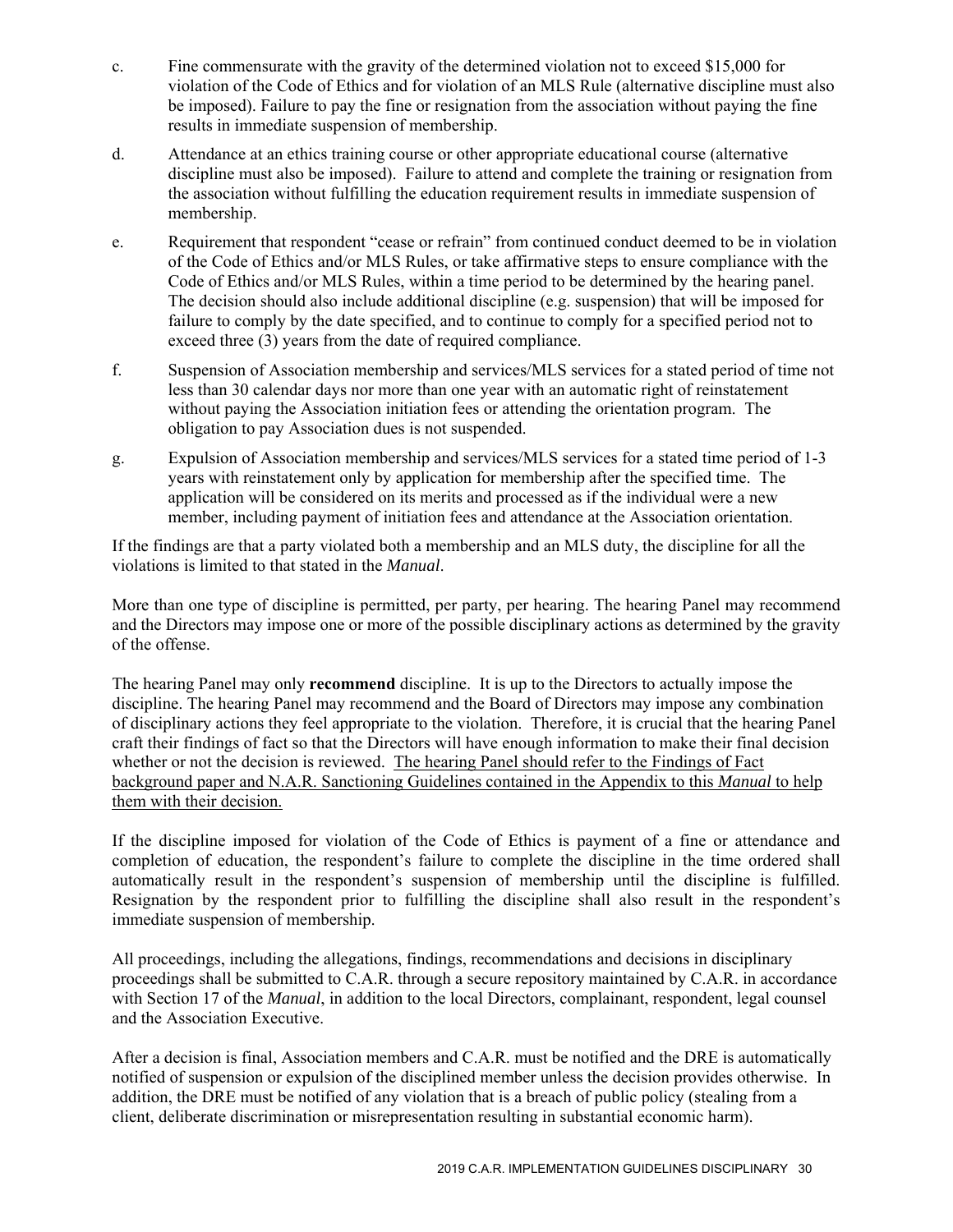c. Fine commensurate with the gravity of the determined violation not to exceed $15,000 for violation of the Code of Ethics and for violation of an MLS Rule (alternative discipline must also be imposed). Failure to pay the fine or resignation from the association without paying the fine results in immediate suspension of membership.

d. Attendance at an ethics training course or other appropriate educational course (alternative discipline must also be imposed). Failure to attend and complete the training or resignation from the association without fulfilling the education requirement results in immediate suspension of membership.

e. Requirement that respondent "cease or refrain" from continued conduct deemed to be in violation of the Code of Ethics and/or MLS Rules, or take affirmative steps to ensure compliance with the Code of Ethics and/or MLS Rules, within a time period to be determined by the hearing panel. The decision should also include additional discipline (e.g. suspension) that will be imposed for failure to comply by the date specified, and to continue to comply for a specified period not to exceed three (3) years from the date of required compliance.

f. Suspension of Association membership and services/MLS services for a stated period of time not less than 30 calendar days nor more than one year with an automatic right of reinstatement without paying the Association initiation fees or attending the orientation program. The obligation to pay Association dues is not suspended.

g. Expulsion of Association membership and services/MLS services for a stated time period of 1-3 years with reinstatement only by application for membership after the specified time. The application will be considered on its merits and processed as if the individual were a new member, including payment of initiation fees and attendance at the Association orientation.

If the findings are that a party violated both a membership and an MLS duty, the discipline for all the violations is limited to that stated in the *Manual*.

More than one type of discipline is permitted, per party, per hearing. The hearing Panel may recommend and the Directors may impose one or more of the possible disciplinary actions as determined by the gravity of the offense.

The hearing Panel may only **recommend** discipline. It is up to the Directors to actually impose the discipline. The hearing Panel may recommend and the Board of Directors may impose any combination of disciplinary actions they feel appropriate to the violation. Therefore, it is crucial that the hearing Panel craft their findings of fact so that the Directors will have enough information to make their final decision whether or not the decision is reviewed. <u>The hearing Panel should refer to the Findings of Fact background paper and N.A.R. Sanctioning Guidelines contained in the Appendix to this *Manual* to help them with their decision.</u>

If the discipline imposed for violation of the Code of Ethics is payment of a fine or attendance and completion of education, the respondent's failure to complete the discipline in the time ordered shall automatically result in the respondent's suspension of membership until the discipline is fulfilled. Resignation by the respondent prior to fulfilling the discipline shall also result in the respondent's immediate suspension of membership.

All proceedings, including the allegations, findings, recommendations and decisions in disciplinary proceedings shall be submitted to C.A.R. through a secure repository maintained by C.A.R. in accordance with Section 17 of the *Manual*, in addition to the local Directors, complainant, respondent, legal counsel and the Association Executive.

After a decision is final, Association members and C.A.R. must be notified and the DRE is automatically notified of suspension or expulsion of the disciplined member unless the decision provides otherwise. In addition, the DRE must be notified of any violation that is a breach of public policy (stealing from a client, deliberate discrimination or misrepresentation resulting in substantial economic harm).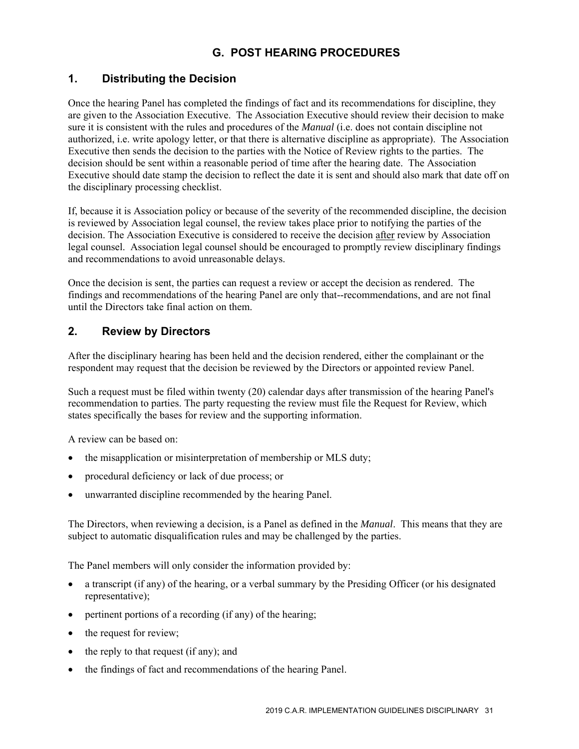## G. POST HEARING PROCEDURES

### 1. Distributing the Decision

Once the hearing Panel has completed the findings of fact and its recommendations for discipline, they are given to the Association Executive. The Association Executive should review their decision to make sure it is consistent with the rules and procedures of the *Manual* (i.e. does not contain discipline not authorized, i.e. write apology letter, or that there is alternative discipline as appropriate). The Association Executive then sends the decision to the parties with the Notice of Review rights to the parties. The decision should be sent within a reasonable period of time after the hearing date. The Association Executive should date stamp the decision to reflect the date it is sent and should also mark that date off on the disciplinary processing checklist.

If, because it is Association policy or because of the severity of the recommended discipline, the decision is reviewed by Association legal counsel, the review takes place prior to notifying the parties of the decision. The Association Executive is considered to receive the decision <u>after</u> review by Association legal counsel. Association legal counsel should be encouraged to promptly review disciplinary findings and recommendations to avoid unreasonable delays.

Once the decision is sent, the parties can request a review or accept the decision as rendered. The findings and recommendations of the hearing Panel are only that--recommendations, and are not final until the Directors take final action on them.

### 2. Review by Directors

After the disciplinary hearing has been held and the decision rendered, either the complainant or the respondent may request that the decision be reviewed by the Directors or appointed review Panel.

Such a request must be filed within twenty (20) calendar days after transmission of the hearing Panel's recommendation to parties. The party requesting the review must file the Request for Review, which states specifically the bases for review and the supporting information.

A review can be based on:

- the misapplication or misinterpretation of membership or MLS duty;
- procedural deficiency or lack of due process; or
- unwarranted discipline recommended by the hearing Panel.

The Directors, when reviewing a decision, is a Panel as defined in the *Manual*. This means that they are subject to automatic disqualification rules and may be challenged by the parties.

The Panel members will only consider the information provided by:

- a transcript (if any) of the hearing, or a verbal summary by the Presiding Officer (or his designated representative);
- pertinent portions of a recording (if any) of the hearing;
- the request for review;
- the reply to that request (if any); and
- the findings of fact and recommendations of the hearing Panel.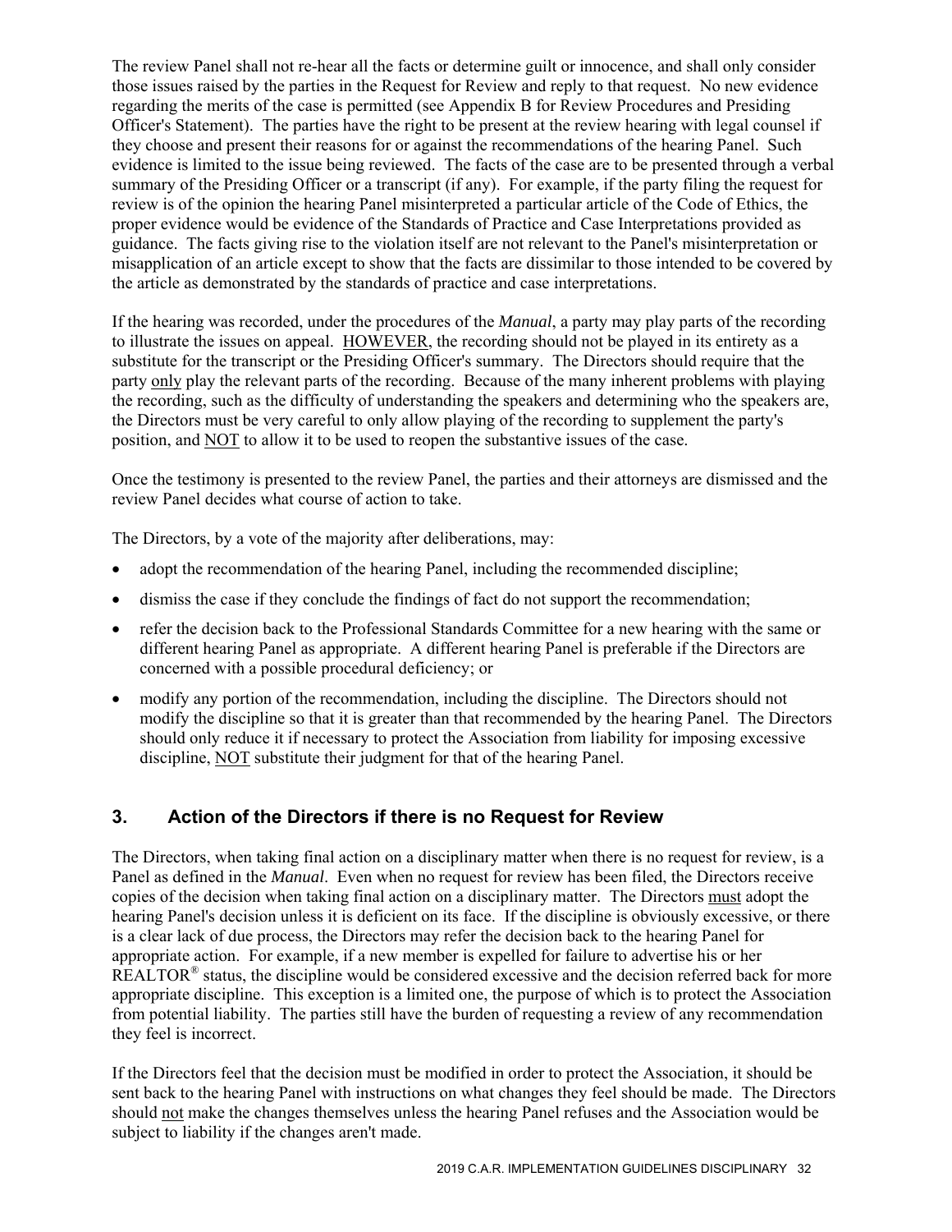The review Panel shall not re-hear all the facts or determine guilt or innocence, and shall only consider those issues raised by the parties in the Request for Review and reply to that request. No new evidence regarding the merits of the case is permitted (see Appendix B for Review Procedures and Presiding Officer's Statement). The parties have the right to be present at the review hearing with legal counsel if they choose and present their reasons for or against the recommendations of the hearing Panel. Such evidence is limited to the issue being reviewed. The facts of the case are to be presented through a verbal summary of the Presiding Officer or a transcript (if any). For example, if the party filing the request for review is of the opinion the hearing Panel misinterpreted a particular article of the Code of Ethics, the proper evidence would be evidence of the Standards of Practice and Case Interpretations provided as guidance. The facts giving rise to the violation itself are not relevant to the Panel's misinterpretation or misapplication of an article except to show that the facts are dissimilar to those intended to be covered by the article as demonstrated by the standards of practice and case interpretations.

If the hearing was recorded, under the procedures of the *Manual*, a party may play parts of the recording to illustrate the issues on appeal. HOWEVER, the recording should not be played in its entirety as a substitute for the transcript or the Presiding Officer's summary. The Directors should require that the party only play the relevant parts of the recording. Because of the many inherent problems with playing the recording, such as the difficulty of understanding the speakers and determining who the speakers are, the Directors must be very careful to only allow playing of the recording to supplement the party's position, and NOT to allow it to be used to reopen the substantive issues of the case.

Once the testimony is presented to the review Panel, the parties and their attorneys are dismissed and the review Panel decides what course of action to take.

The Directors, by a vote of the majority after deliberations, may:

- adopt the recommendation of the hearing Panel, including the recommended discipline;
- dismiss the case if they conclude the findings of fact do not support the recommendation;
- refer the decision back to the Professional Standards Committee for a new hearing with the same or different hearing Panel as appropriate. A different hearing Panel is preferable if the Directors are concerned with a possible procedural deficiency; or
- modify any portion of the recommendation, including the discipline. The Directors should not modify the discipline so that it is greater than that recommended by the hearing Panel. The Directors should only reduce it if necessary to protect the Association from liability for imposing excessive discipline, NOT substitute their judgment for that of the hearing Panel.

## 3. Action of the Directors if there is no Request for Review

The Directors, when taking final action on a disciplinary matter when there is no request for review, is a Panel as defined in the *Manual*. Even when no request for review has been filed, the Directors receive copies of the decision when taking final action on a disciplinary matter. The Directors must adopt the hearing Panel's decision unless it is deficient on its face. If the discipline is obviously excessive, or there is a clear lack of due process, the Directors may refer the decision back to the hearing Panel for appropriate action. For example, if a new member is expelled for failure to advertise his or her REALTOR® status, the discipline would be considered excessive and the decision referred back for more appropriate discipline. This exception is a limited one, the purpose of which is to protect the Association from potential liability. The parties still have the burden of requesting a review of any recommendation they feel is incorrect.

If the Directors feel that the decision must be modified in order to protect the Association, it should be sent back to the hearing Panel with instructions on what changes they feel should be made. The Directors should not make the changes themselves unless the hearing Panel refuses and the Association would be subject to liability if the changes aren't made.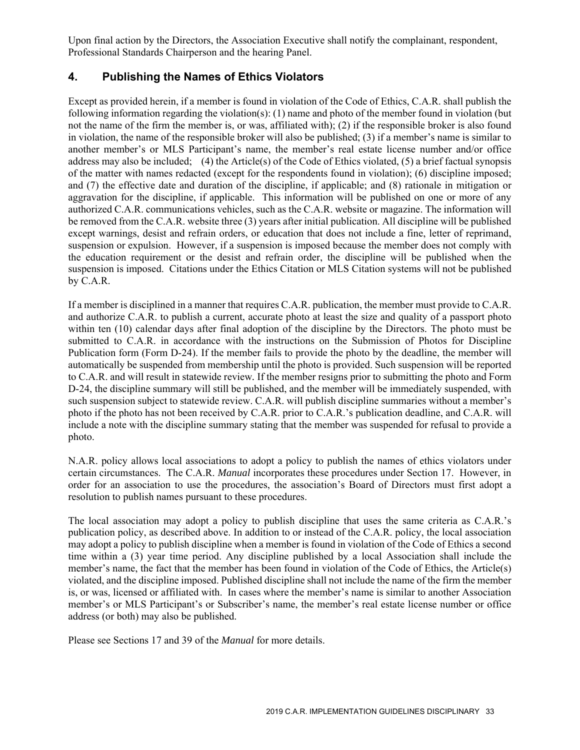Upon final action by the Directors, the Association Executive shall notify the complainant, respondent, Professional Standards Chairperson and the hearing Panel.

## 4. Publishing the Names of Ethics Violators

Except as provided herein, if a member is found in violation of the Code of Ethics, C.A.R. shall publish the following information regarding the violation(s): (1) name and photo of the member found in violation (but not the name of the firm the member is, or was, affiliated with); (2) if the responsible broker is also found in violation, the name of the responsible broker will also be published; (3) if a member's name is similar to another member's or MLS Participant's name, the member's real estate license number and/or office address may also be included; (4) the Article(s) of the Code of Ethics violated, (5) a brief factual synopsis of the matter with names redacted (except for the respondents found in violation); (6) discipline imposed; and (7) the effective date and duration of the discipline, if applicable; and (8) rationale in mitigation or aggravation for the discipline, if applicable. This information will be published on one or more of any authorized C.A.R. communications vehicles, such as the C.A.R. website or magazine. The information will be removed from the C.A.R. website three (3) years after initial publication. All discipline will be published except warnings, desist and refrain orders, or education that does not include a fine, letter of reprimand, suspension or expulsion. However, if a suspension is imposed because the member does not comply with the education requirement or the desist and refrain order, the discipline will be published when the suspension is imposed. Citations under the Ethics Citation or MLS Citation systems will not be published by C.A.R.

If a member is disciplined in a manner that requires C.A.R. publication, the member must provide to C.A.R. and authorize C.A.R. to publish a current, accurate photo at least the size and quality of a passport photo within ten (10) calendar days after final adoption of the discipline by the Directors. The photo must be submitted to C.A.R. in accordance with the instructions on the Submission of Photos for Discipline Publication form (Form D-24). If the member fails to provide the photo by the deadline, the member will automatically be suspended from membership until the photo is provided. Such suspension will be reported to C.A.R. and will result in statewide review. If the member resigns prior to submitting the photo and Form D-24, the discipline summary will still be published, and the member will be immediately suspended, with such suspension subject to statewide review. C.A.R. will publish discipline summaries without a member's photo if the photo has not been received by C.A.R. prior to C.A.R.'s publication deadline, and C.A.R. will include a note with the discipline summary stating that the member was suspended for refusal to provide a photo.

N.A.R. policy allows local associations to adopt a policy to publish the names of ethics violators under certain circumstances. The C.A.R. *Manual* incorporates these procedures under Section 17. However, in order for an association to use the procedures, the association's Board of Directors must first adopt a resolution to publish names pursuant to these procedures.

The local association may adopt a policy to publish discipline that uses the same criteria as C.A.R.'s publication policy, as described above. In addition to or instead of the C.A.R. policy, the local association may adopt a policy to publish discipline when a member is found in violation of the Code of Ethics a second time within a (3) year time period. Any discipline published by a local Association shall include the member's name, the fact that the member has been found in violation of the Code of Ethics, the Article(s) violated, and the discipline imposed. Published discipline shall not include the name of the firm the member is, or was, licensed or affiliated with. In cases where the member's name is similar to another Association member's or MLS Participant's or Subscriber's name, the member's real estate license number or office address (or both) may also be published.

Please see Sections 17 and 39 of the *Manual* for more details.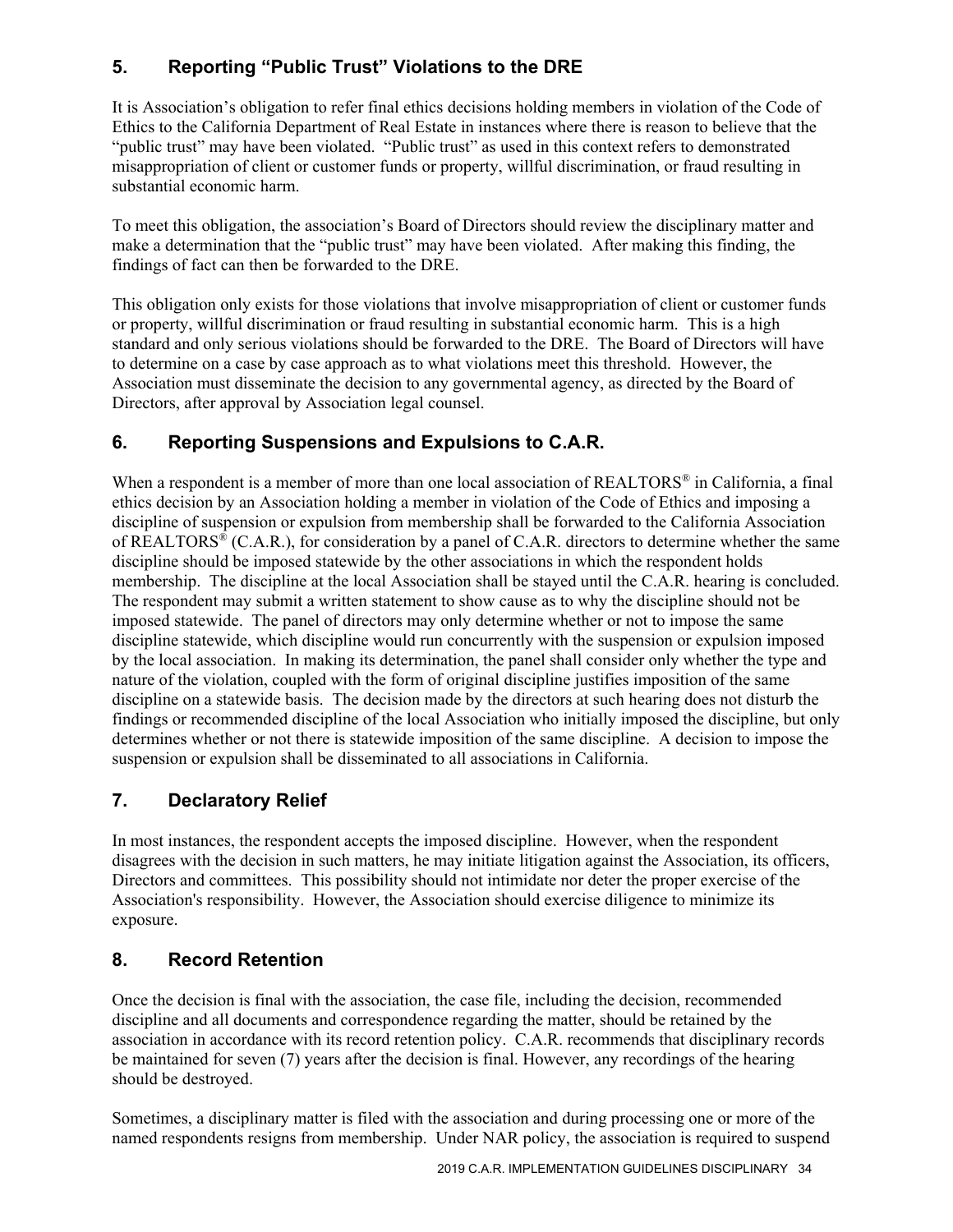## 5. Reporting "Public Trust" Violations to the DRE

It is Association's obligation to refer final ethics decisions holding members in violation of the Code of Ethics to the California Department of Real Estate in instances where there is reason to believe that the "public trust" may have been violated. "Public trust" as used in this context refers to demonstrated misappropriation of client or customer funds or property, willful discrimination, or fraud resulting in substantial economic harm.

To meet this obligation, the association's Board of Directors should review the disciplinary matter and make a determination that the "public trust" may have been violated. After making this finding, the findings of fact can then be forwarded to the DRE.

This obligation only exists for those violations that involve misappropriation of client or customer funds or property, willful discrimination or fraud resulting in substantial economic harm. This is a high standard and only serious violations should be forwarded to the DRE. The Board of Directors will have to determine on a case by case approach as to what violations meet this threshold. However, the Association must disseminate the decision to any governmental agency, as directed by the Board of Directors, after approval by Association legal counsel.

## 6. Reporting Suspensions and Expulsions to C.A.R.

When a respondent is a member of more than one local association of REALTORS® in California, a final ethics decision by an Association holding a member in violation of the Code of Ethics and imposing a discipline of suspension or expulsion from membership shall be forwarded to the California Association of REALTORS® (C.A.R.), for consideration by a panel of C.A.R. directors to determine whether the same discipline should be imposed statewide by the other associations in which the respondent holds membership. The discipline at the local Association shall be stayed until the C.A.R. hearing is concluded. The respondent may submit a written statement to show cause as to why the discipline should not be imposed statewide. The panel of directors may only determine whether or not to impose the same discipline statewide, which discipline would run concurrently with the suspension or expulsion imposed by the local association. In making its determination, the panel shall consider only whether the type and nature of the violation, coupled with the form of original discipline justifies imposition of the same discipline on a statewide basis. The decision made by the directors at such hearing does not disturb the findings or recommended discipline of the local Association who initially imposed the discipline, but only determines whether or not there is statewide imposition of the same discipline. A decision to impose the suspension or expulsion shall be disseminated to all associations in California.

## 7. Declaratory Relief

In most instances, the respondent accepts the imposed discipline. However, when the respondent disagrees with the decision in such matters, he may initiate litigation against the Association, its officers, Directors and committees. This possibility should not intimidate nor deter the proper exercise of the Association's responsibility. However, the Association should exercise diligence to minimize its exposure.

## 8. Record Retention

Once the decision is final with the association, the case file, including the decision, recommended discipline and all documents and correspondence regarding the matter, should be retained by the association in accordance with its record retention policy. C.A.R. recommends that disciplinary records be maintained for seven (7) years after the decision is final. However, any recordings of the hearing should be destroyed.

Sometimes, a disciplinary matter is filed with the association and during processing one or more of the named respondents resigns from membership. Under NAR policy, the association is required to suspend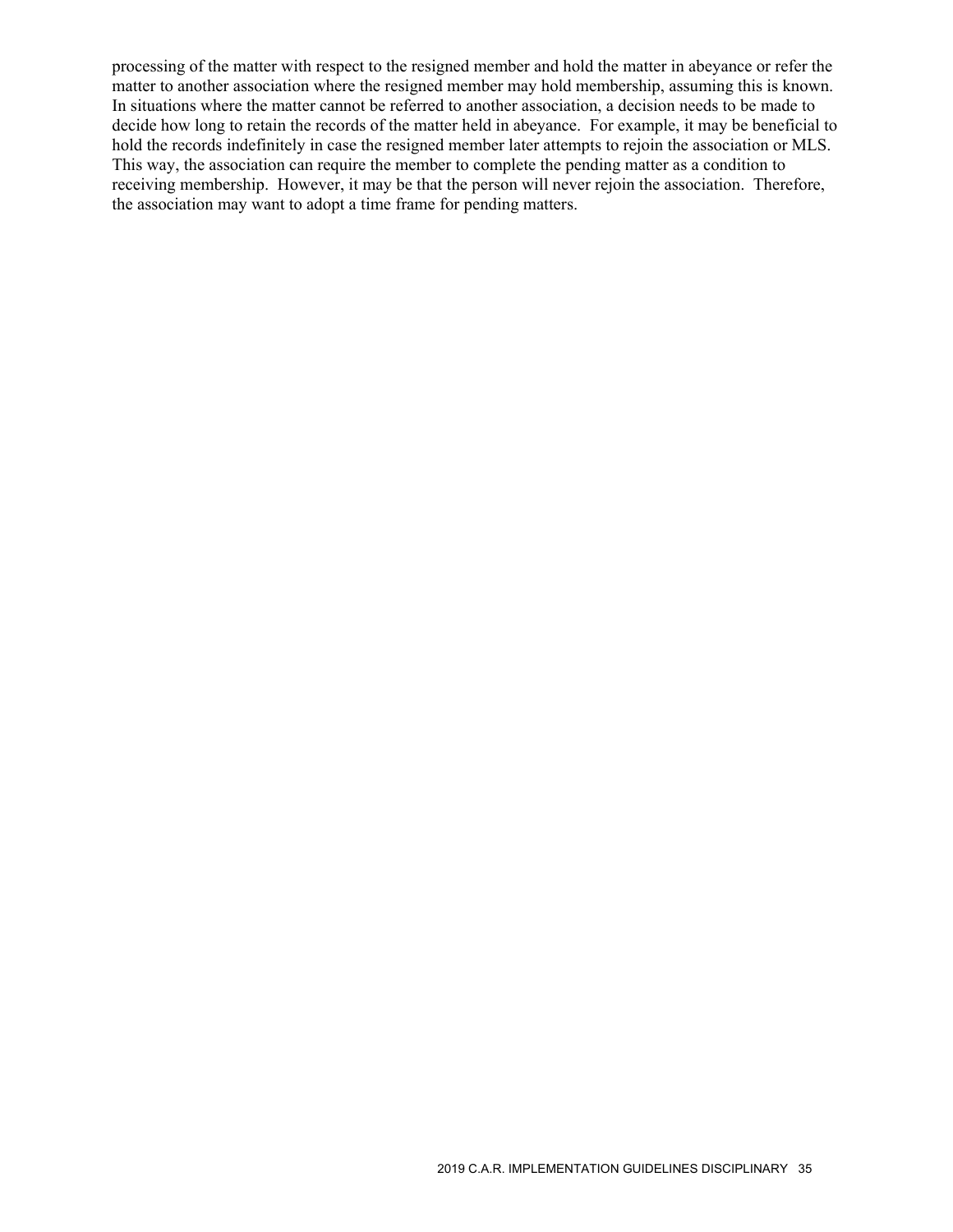processing of the matter with respect to the resigned member and hold the matter in abeyance or refer the matter to another association where the resigned member may hold membership, assuming this is known. In situations where the matter cannot be referred to another association, a decision needs to be made to decide how long to retain the records of the matter held in abeyance. For example, it may be beneficial to hold the records indefinitely in case the resigned member later attempts to rejoin the association or MLS. This way, the association can require the member to complete the pending matter as a condition to receiving membership. However, it may be that the person will never rejoin the association. Therefore, the association may want to adopt a time frame for pending matters.